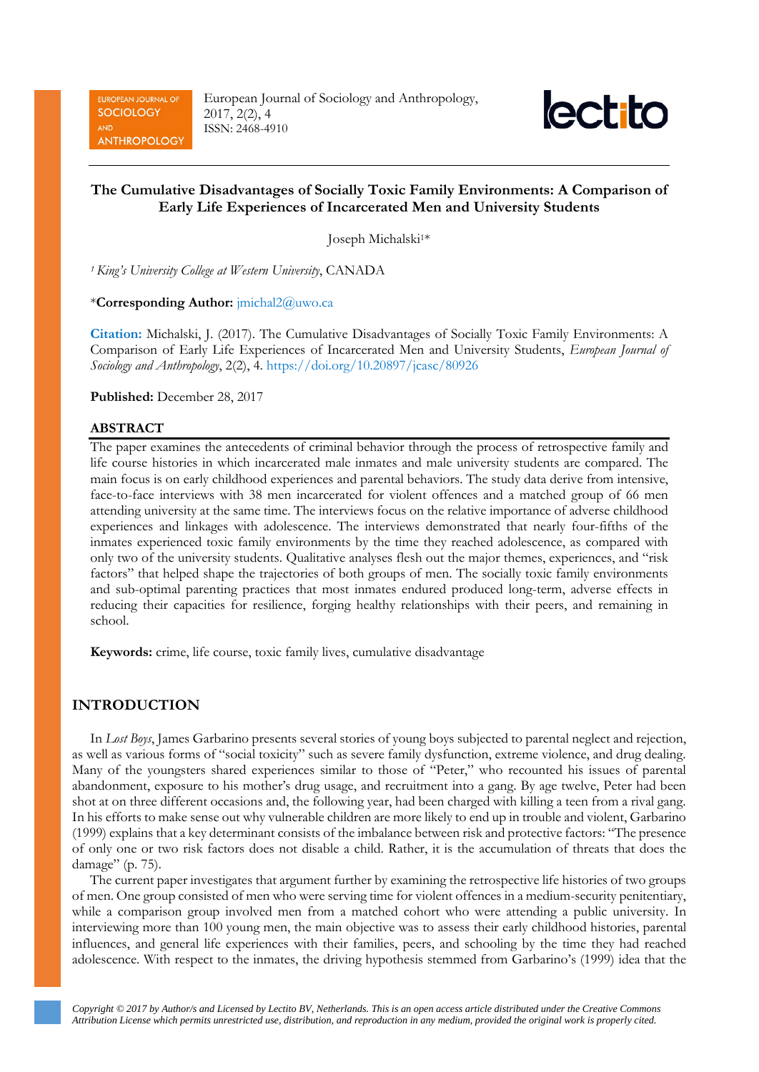# The Cumulative Disadvantages of Socially Toxic Family Environments: A Comparison of Early Life Experiences of Incarcerated Men and University Students

Joseph Michalski[1]*

[1] *King's University College at Western University*, CANADA

***Corresponding Author:** jmichal2@uwo.ca

**Citation:** Michalski, J. (2017). The Cumulative Disadvantages of Socially Toxic Family Environments: A Comparison of Early Life Experiences of Incarcerated Men and University Students, *European Journal of Sociology and Anthropology*, 2(2), 4. https://doi.org/10.20897/jcasc/80926

**Published:** December 28, 2017

## ABSTRACT

The paper examines the antecedents of criminal behavior through the process of retrospective family and life course histories in which incarcerated male inmates and male university students are compared. The main focus is on early childhood experiences and parental behaviors. The study data derive from intensive, face-to-face interviews with 38 men incarcerated for violent offences and a matched group of 66 men attending university at the same time. The interviews focus on the relative importance of adverse childhood experiences and linkages with adolescence. The interviews demonstrated that nearly four-fifths of the inmates experienced toxic family environments by the time they reached adolescence, as compared with only two of the university students. Qualitative analyses flesh out the major themes, experiences, and "risk factors" that helped shape the trajectories of both groups of men. The socially toxic family environments and sub-optimal parenting practices that most inmates endured produced long-term, adverse effects in reducing their capacities for resilience, forging healthy relationships with their peers, and remaining in school.

**Keywords:** crime, life course, toxic family lives, cumulative disadvantage

## INTRODUCTION

In *Lost Boys*, James Garbarino presents several stories of young boys subjected to parental neglect and rejection, as well as various forms of "social toxicity" such as severe family dysfunction, extreme violence, and drug dealing. Many of the youngsters shared experiences similar to those of "Peter," who recounted his issues of parental abandonment, exposure to his mother's drug usage, and recruitment into a gang. By age twelve, Peter had been shot at on three different occasions and, the following year, had been charged with killing a teen from a rival gang. In his efforts to make sense out why vulnerable children are more likely to end up in trouble and violent, Garbarino (1999) explains that a key determinant consists of the imbalance between risk and protective factors: "The presence of only one or two risk factors does not disable a child. Rather, it is the accumulation of threats that does the damage" (p. 75).

The current paper investigates that argument further by examining the retrospective life histories of two groups of men. One group consisted of men who were serving time for violent offences in a medium-security penitentiary, while a comparison group involved men from a matched cohort who were attending a public university. In interviewing more than 100 young men, the main objective was to assess their early childhood histories, parental influences, and general life experiences with their families, peers, and schooling by the time they had reached adolescence. With respect to the inmates, the driving hypothesis stemmed from Garbarino's (1999) idea that the

*Copyright © 2017 by Author/s and Licensed by Lectito BV, Netherlands. This is an open access article distributed under the Creative Commons Attribution License which permits unrestricted use, distribution, and reproduction in any medium, provided the original work is properly cited.*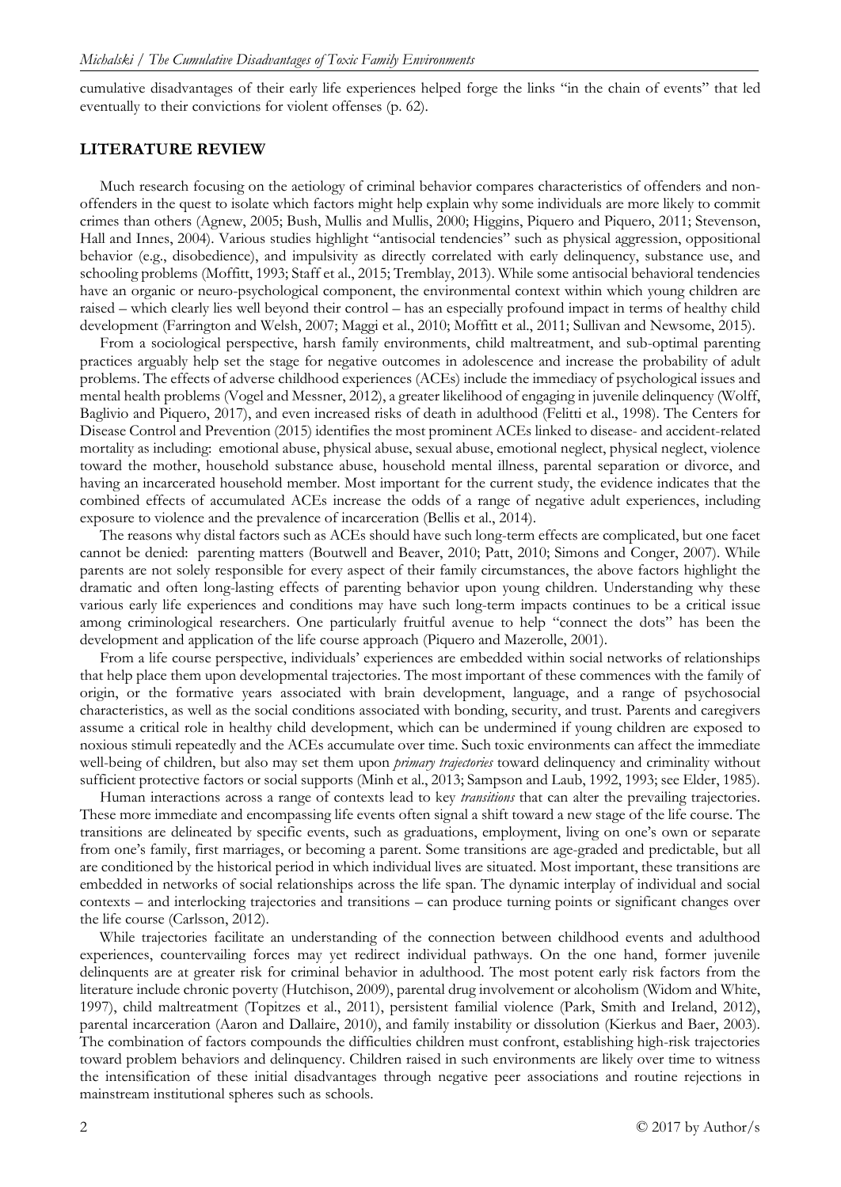cumulative disadvantages of their early life experiences helped forge the links "in the chain of events" that led eventually to their convictions for violent offenses (p. 62).

## LITERATURE REVIEW

Much research focusing on the aetiology of criminal behavior compares characteristics of offenders and non-offenders in the quest to isolate which factors might help explain why some individuals are more likely to commit crimes than others (Agnew, 2005; Bush, Mullis and Mullis, 2000; Higgins, Piquero and Piquero, 2011; Stevenson, Hall and Innes, 2004). Various studies highlight "antisocial tendencies" such as physical aggression, oppositional behavior (e.g., disobedience), and impulsivity as directly correlated with early delinquency, substance use, and schooling problems (Moffitt, 1993; Staff et al., 2015; Tremblay, 2013). While some antisocial behavioral tendencies have an organic or neuro-psychological component, the environmental context within which young children are raised – which clearly lies well beyond their control – has an especially profound impact in terms of healthy child development (Farrington and Welsh, 2007; Maggi et al., 2010; Moffitt et al., 2011; Sullivan and Newsome, 2015).

From a sociological perspective, harsh family environments, child maltreatment, and sub-optimal parenting practices arguably help set the stage for negative outcomes in adolescence and increase the probability of adult problems. The effects of adverse childhood experiences (ACEs) include the immediacy of psychological issues and mental health problems (Vogel and Messner, 2012), a greater likelihood of engaging in juvenile delinquency (Wolff, Baglivio and Piquero, 2017), and even increased risks of death in adulthood (Felitti et al., 1998). The Centers for Disease Control and Prevention (2015) identifies the most prominent ACEs linked to disease- and accident-related mortality as including: emotional abuse, physical abuse, sexual abuse, emotional neglect, physical neglect, violence toward the mother, household substance abuse, household mental illness, parental separation or divorce, and having an incarcerated household member. Most important for the current study, the evidence indicates that the combined effects of accumulated ACEs increase the odds of a range of negative adult experiences, including exposure to violence and the prevalence of incarceration (Bellis et al., 2014).

The reasons why distal factors such as ACEs should have such long-term effects are complicated, but one facet cannot be denied: parenting matters (Boutwell and Beaver, 2010; Patt, 2010; Simons and Conger, 2007). While parents are not solely responsible for every aspect of their family circumstances, the above factors highlight the dramatic and often long-lasting effects of parenting behavior upon young children. Understanding why these various early life experiences and conditions may have such long-term impacts continues to be a critical issue among criminological researchers. One particularly fruitful avenue to help "connect the dots" has been the development and application of the life course approach (Piquero and Mazerolle, 2001).

From a life course perspective, individuals' experiences are embedded within social networks of relationships that help place them upon developmental trajectories. The most important of these commences with the family of origin, or the formative years associated with brain development, language, and a range of psychosocial characteristics, as well as the social conditions associated with bonding, security, and trust. Parents and caregivers assume a critical role in healthy child development, which can be undermined if young children are exposed to noxious stimuli repeatedly and the ACEs accumulate over time. Such toxic environments can affect the immediate well-being of children, but also may set them upon *primary trajectories* toward delinquency and criminality without sufficient protective factors or social supports (Minh et al., 2013; Sampson and Laub, 1992, 1993; see Elder, 1985).

Human interactions across a range of contexts lead to key *transitions* that can alter the prevailing trajectories. These more immediate and encompassing life events often signal a shift toward a new stage of the life course. The transitions are delineated by specific events, such as graduations, employment, living on one's own or separate from one's family, first marriages, or becoming a parent. Some transitions are age-graded and predictable, but all are conditioned by the historical period in which individual lives are situated. Most important, these transitions are embedded in networks of social relationships across the life span. The dynamic interplay of individual and social contexts – and interlocking trajectories and transitions – can produce turning points or significant changes over the life course (Carlsson, 2012).

While trajectories facilitate an understanding of the connection between childhood events and adulthood experiences, countervailing forces may yet redirect individual pathways. On the one hand, former juvenile delinquents are at greater risk for criminal behavior in adulthood. The most potent early risk factors from the literature include chronic poverty (Hutchison, 2009), parental drug involvement or alcoholism (Widom and White, 1997), child maltreatment (Topitzes et al., 2011), persistent familial violence (Park, Smith and Ireland, 2012), parental incarceration (Aaron and Dallaire, 2010), and family instability or dissolution (Kierkus and Baer, 2003). The combination of factors compounds the difficulties children must confront, establishing high-risk trajectories toward problem behaviors and delinquency. Children raised in such environments are likely over time to witness the intensification of these initial disadvantages through negative peer associations and routine rejections in mainstream institutional spheres such as schools.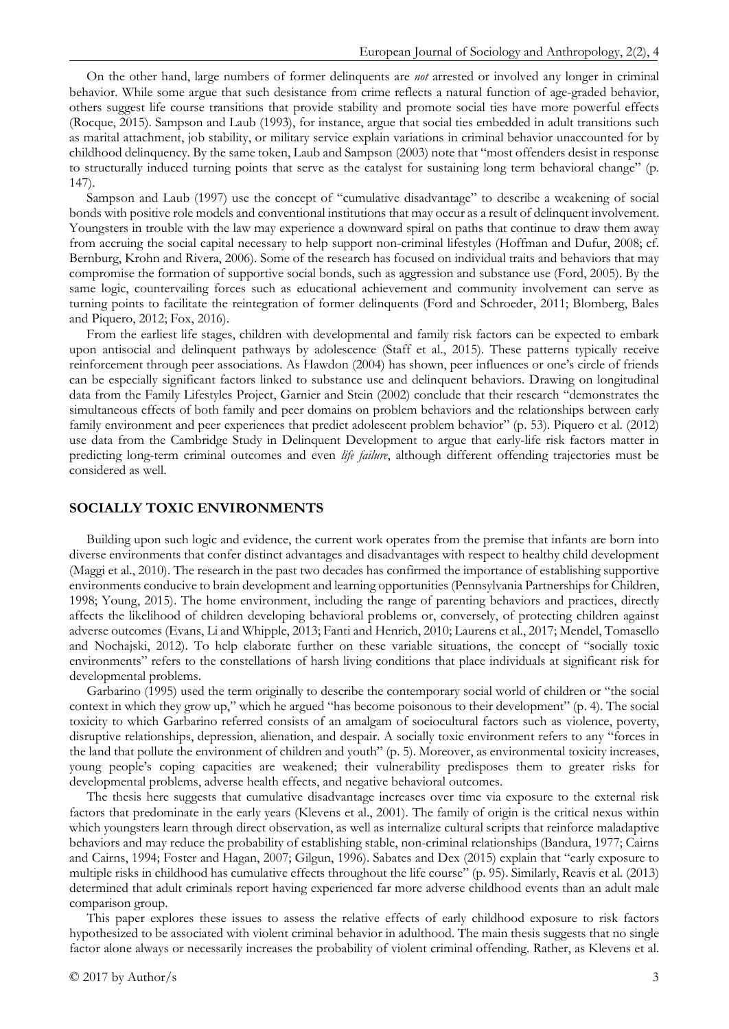On the other hand, large numbers of former delinquents are *not* arrested or involved any longer in criminal behavior. While some argue that such desistance from crime reflects a natural function of age-graded behavior, others suggest life course transitions that provide stability and promote social ties have more powerful effects (Rocque, 2015). Sampson and Laub (1993), for instance, argue that social ties embedded in adult transitions such as marital attachment, job stability, or military service explain variations in criminal behavior unaccounted for by childhood delinquency. By the same token, Laub and Sampson (2003) note that "most offenders desist in response to structurally induced turning points that serve as the catalyst for sustaining long term behavioral change" (p. 147).

Sampson and Laub (1997) use the concept of "cumulative disadvantage" to describe a weakening of social bonds with positive role models and conventional institutions that may occur as a result of delinquent involvement. Youngsters in trouble with the law may experience a downward spiral on paths that continue to draw them away from accruing the social capital necessary to help support non-criminal lifestyles (Hoffman and Dufur, 2008; cf. Bernburg, Krohn and Rivera, 2006). Some of the research has focused on individual traits and behaviors that may compromise the formation of supportive social bonds, such as aggression and substance use (Ford, 2005). By the same logic, countervailing forces such as educational achievement and community involvement can serve as turning points to facilitate the reintegration of former delinquents (Ford and Schroeder, 2011; Blomberg, Bales and Piquero, 2012; Fox, 2016).

From the earliest life stages, children with developmental and family risk factors can be expected to embark upon antisocial and delinquent pathways by adolescence (Staff et al., 2015). These patterns typically receive reinforcement through peer associations. As Hawdon (2004) has shown, peer influences or one's circle of friends can be especially significant factors linked to substance use and delinquent behaviors. Drawing on longitudinal data from the Family Lifestyles Project, Garnier and Stein (2002) conclude that their research "demonstrates the simultaneous effects of both family and peer domains on problem behaviors and the relationships between early family environment and peer experiences that predict adolescent problem behavior" (p. 53). Piquero et al. (2012) use data from the Cambridge Study in Delinquent Development to argue that early-life risk factors matter in predicting long-term criminal outcomes and even *life failure*, although different offending trajectories must be considered as well.

## SOCIALLY TOXIC ENVIRONMENTS

Building upon such logic and evidence, the current work operates from the premise that infants are born into diverse environments that confer distinct advantages and disadvantages with respect to healthy child development (Maggi et al., 2010). The research in the past two decades has confirmed the importance of establishing supportive environments conducive to brain development and learning opportunities (Pennsylvania Partnerships for Children, 1998; Young, 2015). The home environment, including the range of parenting behaviors and practices, directly affects the likelihood of children developing behavioral problems or, conversely, of protecting children against adverse outcomes (Evans, Li and Whipple, 2013; Fanti and Henrich, 2010; Laurens et al., 2017; Mendel, Tomasello and Nochajski, 2012). To help elaborate further on these variable situations, the concept of "socially toxic environments" refers to the constellations of harsh living conditions that place individuals at significant risk for developmental problems.

Garbarino (1995) used the term originally to describe the contemporary social world of children or "the social context in which they grow up," which he argued "has become poisonous to their development" (p. 4). The social toxicity to which Garbarino referred consists of an amalgam of sociocultural factors such as violence, poverty, disruptive relationships, depression, alienation, and despair. A socially toxic environment refers to any "forces in the land that pollute the environment of children and youth" (p. 5). Moreover, as environmental toxicity increases, young people's coping capacities are weakened; their vulnerability predisposes them to greater risks for developmental problems, adverse health effects, and negative behavioral outcomes.

The thesis here suggests that cumulative disadvantage increases over time via exposure to the external risk factors that predominate in the early years (Klevens et al., 2001). The family of origin is the critical nexus within which youngsters learn through direct observation, as well as internalize cultural scripts that reinforce maladaptive behaviors and may reduce the probability of establishing stable, non-criminal relationships (Bandura, 1977; Cairns and Cairns, 1994; Foster and Hagan, 2007; Gilgun, 1996). Sabates and Dex (2015) explain that "early exposure to multiple risks in childhood has cumulative effects throughout the life course" (p. 95). Similarly, Reavis et al. (2013) determined that adult criminals report having experienced far more adverse childhood events than an adult male comparison group.

This paper explores these issues to assess the relative effects of early childhood exposure to risk factors hypothesized to be associated with violent criminal behavior in adulthood. The main thesis suggests that no single factor alone always or necessarily increases the probability of violent criminal offending. Rather, as Klevens et al.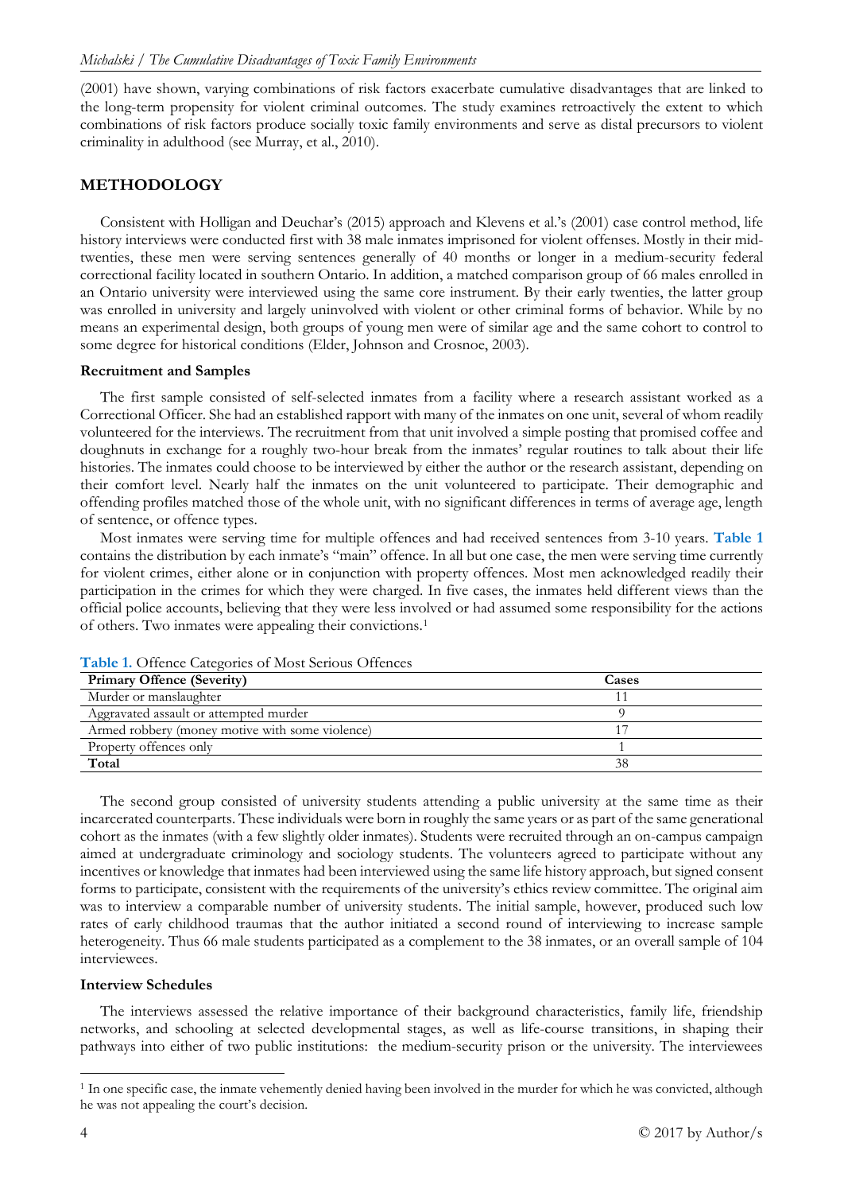(2001) have shown, varying combinations of risk factors exacerbate cumulative disadvantages that are linked to the long-term propensity for violent criminal outcomes. The study examines retroactively the extent to which combinations of risk factors produce socially toxic family environments and serve as distal precursors to violent criminality in adulthood (see Murray, et al., 2010).

## METHODOLOGY

Consistent with Holligan and Deuchar's (2015) approach and Klevens et al.'s (2001) case control method, life history interviews were conducted first with 38 male inmates imprisoned for violent offenses. Mostly in their mid-twenties, these men were serving sentences generally of 40 months or longer in a medium-security federal correctional facility located in southern Ontario. In addition, a matched comparison group of 66 males enrolled in an Ontario university were interviewed using the same core instrument. By their early twenties, the latter group was enrolled in university and largely uninvolved with violent or other criminal forms of behavior. While by no means an experimental design, both groups of young men were of similar age and the same cohort to control to some degree for historical conditions (Elder, Johnson and Crosnoe, 2003).

### Recruitment and Samples

The first sample consisted of self-selected inmates from a facility where a research assistant worked as a Correctional Officer. She had an established rapport with many of the inmates on one unit, several of whom readily volunteered for the interviews. The recruitment from that unit involved a simple posting that promised coffee and doughnuts in exchange for a roughly two-hour break from the inmates' regular routines to talk about their life histories. The inmates could choose to be interviewed by either the author or the research assistant, depending on their comfort level. Nearly half the inmates on the unit volunteered to participate. Their demographic and offending profiles matched those of the whole unit, with no significant differences in terms of average age, length of sentence, or offence types.

Most inmates were serving time for multiple offences and had received sentences from 3-10 years. **Table 1** contains the distribution by each inmate's "main" offence. In all but one case, the men were serving time currently for violent crimes, either alone or in conjunction with property offences. Most men acknowledged readily their participation in the crimes for which they were charged. In five cases, the inmates held different views than the official police accounts, believing that they were less involved or had assumed some responsibility for the actions of others. Two inmates were appealing their convictions.[1]

**Table 1.** Offence Categories of Most Serious Offences

| Primary Offence (Severity) | Cases |
|---|---|
| Murder or manslaughter | 11 |
| Aggravated assault or attempted murder | 9 |
| Armed robbery (money motive with some violence) | 17 |
| Property offences only | 1 |
| **Total** | 38 |

The second group consisted of university students attending a public university at the same time as their incarcerated counterparts. These individuals were born in roughly the same years or as part of the same generational cohort as the inmates (with a few slightly older inmates). Students were recruited through an on-campus campaign aimed at undergraduate criminology and sociology students. The volunteers agreed to participate without any incentives or knowledge that inmates had been interviewed using the same life history approach, but signed consent forms to participate, consistent with the requirements of the university's ethics review committee. The original aim was to interview a comparable number of university students. The initial sample, however, produced such low rates of early childhood traumas that the author initiated a second round of interviewing to increase sample heterogeneity. Thus 66 male students participated as a complement to the 38 inmates, or an overall sample of 104 interviewees.

### Interview Schedules

The interviews assessed the relative importance of their background characteristics, family life, friendship networks, and schooling at selected developmental stages, as well as life-course transitions, in shaping their pathways into either of two public institutions: the medium-security prison or the university. The interviewees

---

[1] In one specific case, the inmate vehemently denied having been involved in the murder for which he was convicted, although he was not appealing the court's decision.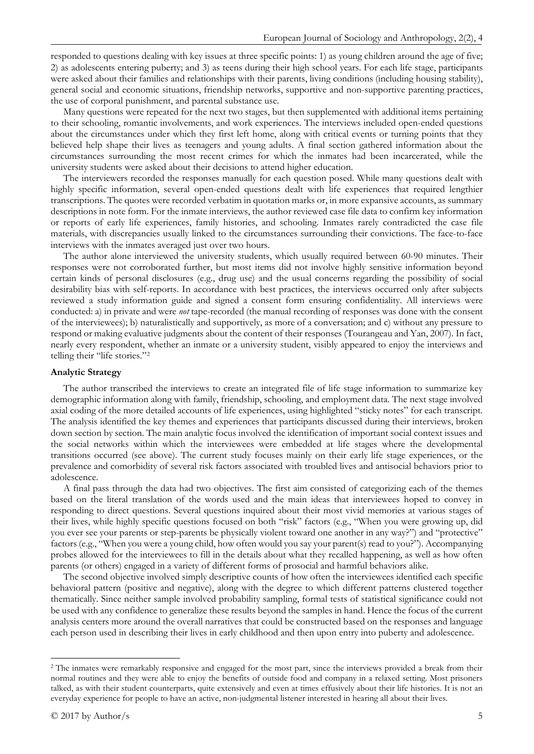responded to questions dealing with key issues at three specific points: 1) as young children around the age of five; 2) as adolescents entering puberty; and 3) as teens during their high school years. For each life stage, participants were asked about their families and relationships with their parents, living conditions (including housing stability), general social and economic situations, friendship networks, supportive and non-supportive parenting practices, the use of corporal punishment, and parental substance use.

Many questions were repeated for the next two stages, but then supplemented with additional items pertaining to their schooling, romantic involvements, and work experiences. The interviews included open-ended questions about the circumstances under which they first left home, along with critical events or turning points that they believed help shape their lives as teenagers and young adults. A final section gathered information about the circumstances surrounding the most recent crimes for which the inmates had been incarcerated, while the university students were asked about their decisions to attend higher education.

The interviewers recorded the responses manually for each question posed. While many questions dealt with highly specific information, several open-ended questions dealt with life experiences that required lengthier transcriptions. The quotes were recorded verbatim in quotation marks or, in more expansive accounts, as summary descriptions in note form. For the inmate interviews, the author reviewed case file data to confirm key information or reports of early life experiences, family histories, and schooling. Inmates rarely contradicted the case file materials, with discrepancies usually linked to the circumstances surrounding their convictions. The face-to-face interviews with the inmates averaged just over two hours.

The author alone interviewed the university students, which usually required between 60-90 minutes. Their responses were not corroborated further, but most items did not involve highly sensitive information beyond certain kinds of personal disclosures (e.g., drug use) and the usual concerns regarding the possibility of social desirability bias with self-reports. In accordance with best practices, the interviews occurred only after subjects reviewed a study information guide and signed a consent form ensuring confidentiality. All interviews were conducted: a) in private and were *not* tape-recorded (the manual recording of responses was done with the consent of the interviewees); b) naturalistically and supportively, as more of a conversation; and c) without any pressure to respond or making evaluative judgments about the content of their responses (Tourangeau and Yan, 2007). In fact, nearly every respondent, whether an inmate or a university student, visibly appeared to enjoy the interviews and telling their "life stories."[2]

**Analytic Strategy**

The author transcribed the interviews to create an integrated file of life stage information to summarize key demographic information along with family, friendship, schooling, and employment data. The next stage involved axial coding of the more detailed accounts of life experiences, using highlighted "sticky notes" for each transcript. The analysis identified the key themes and experiences that participants discussed during their interviews, broken down section by section. The main analytic focus involved the identification of important social context issues and the social networks within which the interviewees were embedded at life stages where the developmental transitions occurred (see above). The current study focuses mainly on their early life stage experiences, or the prevalence and comorbidity of several risk factors associated with troubled lives and antisocial behaviors prior to adolescence.

A final pass through the data had two objectives. The first aim consisted of categorizing each of the themes based on the literal translation of the words used and the main ideas that interviewees hoped to convey in responding to direct questions. Several questions inquired about their most vivid memories at various stages of their lives, while highly specific questions focused on both "risk" factors (e.g., "When you were growing up, did you ever see your parents or step-parents be physically violent toward one another in any way?") and "protective" factors (e.g., "When you were a young child, how often would you say your parent(s) read to you?"). Accompanying probes allowed for the interviewees to fill in the details about what they recalled happening, as well as how often parents (or others) engaged in a variety of different forms of prosocial and harmful behaviors alike.

The second objective involved simply descriptive counts of how often the interviewees identified each specific behavioral pattern (positive and negative), along with the degree to which different patterns clustered together thematically. Since neither sample involved probability sampling, formal tests of statistical significance could not be used with any confidence to generalize these results beyond the samples in hand. Hence the focus of the current analysis centers more around the overall narratives that could be constructed based on the responses and language each person used in describing their lives in early childhood and then upon entry into puberty and adolescence.

[2] The inmates were remarkably responsive and engaged for the most part, since the interviews provided a break from their normal routines and they were able to enjoy the benefits of outside food and company in a relaxed setting. Most prisoners talked, as with their student counterparts, quite extensively and even at times effusively about their life histories. It is not an everyday experience for people to have an active, non-judgmental listener interested in hearing all about their lives.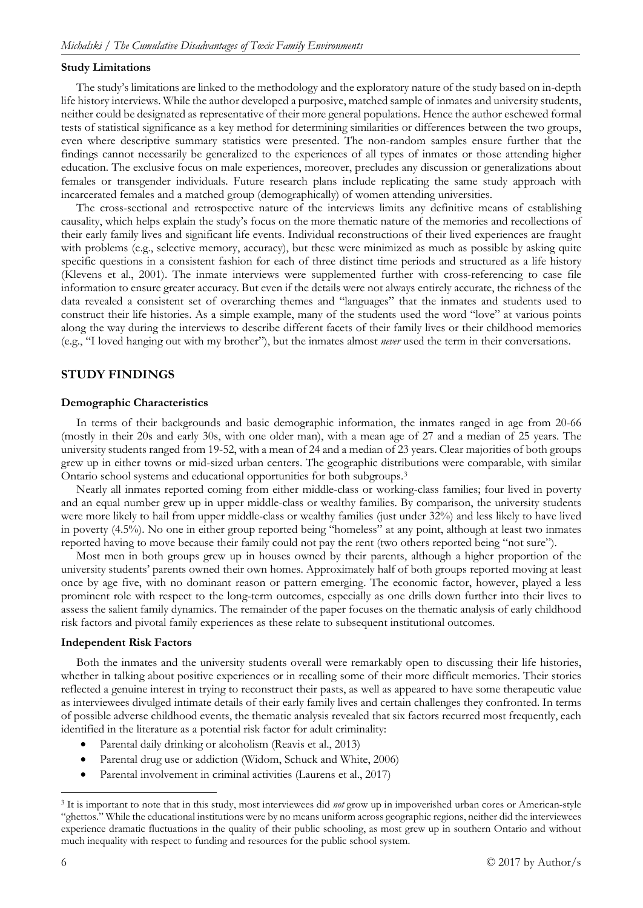### Study Limitations

The study's limitations are linked to the methodology and the exploratory nature of the study based on in-depth life history interviews. While the author developed a purposive, matched sample of inmates and university students, neither could be designated as representative of their more general populations. Hence the author eschewed formal tests of statistical significance as a key method for determining similarities or differences between the two groups, even where descriptive summary statistics were presented. The non-random samples ensure further that the findings cannot necessarily be generalized to the experiences of all types of inmates or those attending higher education. The exclusive focus on male experiences, moreover, precludes any discussion or generalizations about females or transgender individuals. Future research plans include replicating the same study approach with incarcerated females and a matched group (demographically) of women attending universities.

The cross-sectional and retrospective nature of the interviews limits any definitive means of establishing causality, which helps explain the study's focus on the more thematic nature of the memories and recollections of their early family lives and significant life events. Individual reconstructions of their lived experiences are fraught with problems (e.g., selective memory, accuracy), but these were minimized as much as possible by asking quite specific questions in a consistent fashion for each of three distinct time periods and structured as a life history (Klevens et al., 2001). The inmate interviews were supplemented further with cross-referencing to case file information to ensure greater accuracy. But even if the details were not always entirely accurate, the richness of the data revealed a consistent set of overarching themes and "languages" that the inmates and students used to construct their life histories. As a simple example, many of the students used the word "love" at various points along the way during the interviews to describe different facets of their family lives or their childhood memories (e.g., "I loved hanging out with my brother"), but the inmates almost *never* used the term in their conversations.

## STUDY FINDINGS

### Demographic Characteristics

In terms of their backgrounds and basic demographic information, the inmates ranged in age from 20-66 (mostly in their 20s and early 30s, with one older man), with a mean age of 27 and a median of 25 years. The university students ranged from 19-52, with a mean of 24 and a median of 23 years. Clear majorities of both groups grew up in either towns or mid-sized urban centers. The geographic distributions were comparable, with similar Ontario school systems and educational opportunities for both subgroups.[3]

Nearly all inmates reported coming from either middle-class or working-class families; four lived in poverty and an equal number grew up in upper middle-class or wealthy families. By comparison, the university students were more likely to hail from upper middle-class or wealthy families (just under 32%) and less likely to have lived in poverty (4.5%). No one in either group reported being "homeless" at any point, although at least two inmates reported having to move because their family could not pay the rent (two others reported being "not sure").

Most men in both groups grew up in houses owned by their parents, although a higher proportion of the university students' parents owned their own homes. Approximately half of both groups reported moving at least once by age five, with no dominant reason or pattern emerging. The economic factor, however, played a less prominent role with respect to the long-term outcomes, especially as one drills down further into their lives to assess the salient family dynamics. The remainder of the paper focuses on the thematic analysis of early childhood risk factors and pivotal family experiences as these relate to subsequent institutional outcomes.

### Independent Risk Factors

Both the inmates and the university students overall were remarkably open to discussing their life histories, whether in talking about positive experiences or in recalling some of their more difficult memories. Their stories reflected a genuine interest in trying to reconstruct their pasts, as well as appeared to have some therapeutic value as interviewees divulged intimate details of their early family lives and certain challenges they confronted. In terms of possible adverse childhood events, the thematic analysis revealed that six factors recurred most frequently, each identified in the literature as a potential risk factor for adult criminality:

- Parental daily drinking or alcoholism (Reavis et al., 2013)
- Parental drug use or addiction (Widom, Schuck and White, 2006)
- Parental involvement in criminal activities (Laurens et al., 2017)

[3] It is important to note that in this study, most interviewees did *not* grow up in impoverished urban cores or American-style "ghettos." While the educational institutions were by no means uniform across geographic regions, neither did the interviewees experience dramatic fluctuations in the quality of their public schooling, as most grew up in southern Ontario and without much inequality with respect to funding and resources for the public school system.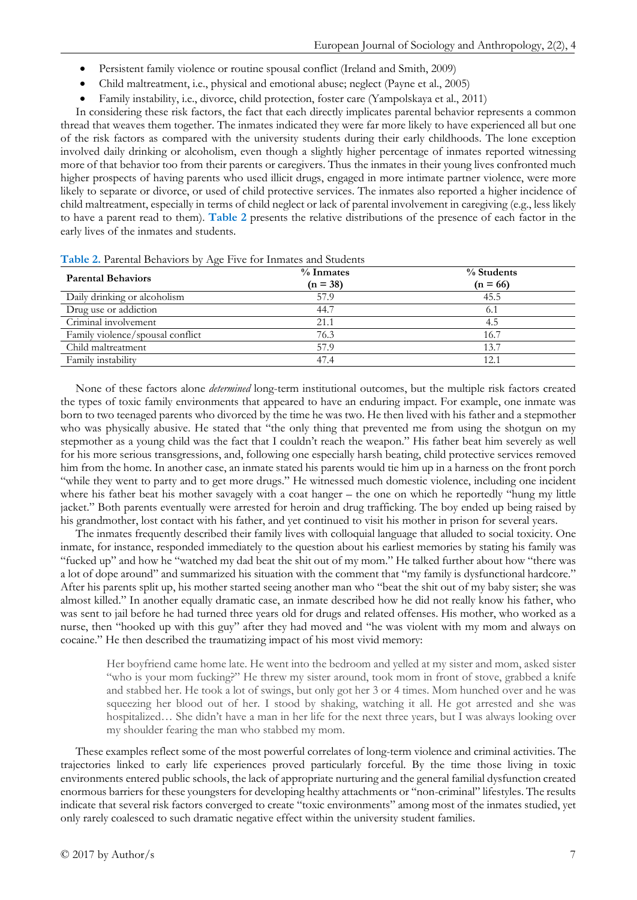- Persistent family violence or routine spousal conflict (Ireland and Smith, 2009)
- Child maltreatment, i.e., physical and emotional abuse; neglect (Payne et al., 2005)
- Family instability, i.e., divorce, child protection, foster care (Yampolskaya et al., 2011)

In considering these risk factors, the fact that each directly implicates parental behavior represents a common thread that weaves them together. The inmates indicated they were far more likely to have experienced all but one of the risk factors as compared with the university students during their early childhoods. The lone exception involved daily drinking or alcoholism, even though a slightly higher percentage of inmates reported witnessing more of that behavior too from their parents or caregivers. Thus the inmates in their young lives confronted much higher prospects of having parents who used illicit drugs, engaged in more intimate partner violence, were more likely to separate or divorce, or used of child protective services. The inmates also reported a higher incidence of child maltreatment, especially in terms of child neglect or lack of parental involvement in caregiving (e.g., less likely to have a parent read to them). **Table 2** presents the relative distributions of the presence of each factor in the early lives of the inmates and students.

**Table 2.** Parental Behaviors by Age Five for Inmates and Students

| Parental Behaviors | % Inmates (n = 38) | % Students (n = 66) |
|---|---|---|
| Daily drinking or alcoholism | 57.9 | 45.5 |
| Drug use or addiction | 44.7 | 6.1 |
| Criminal involvement | 21.1 | 4.5 |
| Family violence/spousal conflict | 76.3 | 16.7 |
| Child maltreatment | 57.9 | 13.7 |
| Family instability | 47.4 | 12.1 |

None of these factors alone *determined* long-term institutional outcomes, but the multiple risk factors created the types of toxic family environments that appeared to have an enduring impact. For example, one inmate was born to two teenaged parents who divorced by the time he was two. He then lived with his father and a stepmother who was physically abusive. He stated that "the only thing that prevented me from using the shotgun on my stepmother as a young child was the fact that I couldn't reach the weapon." His father beat him severely as well for his more serious transgressions, and, following one especially harsh beating, child protective services removed him from the home. In another case, an inmate stated his parents would tie him up in a harness on the front porch "while they went to party and to get more drugs." He witnessed much domestic violence, including one incident where his father beat his mother savagely with a coat hanger – the one on which he reportedly "hung my little jacket." Both parents eventually were arrested for heroin and drug trafficking. The boy ended up being raised by his grandmother, lost contact with his father, and yet continued to visit his mother in prison for several years.

The inmates frequently described their family lives with colloquial language that alluded to social toxicity. One inmate, for instance, responded immediately to the question about his earliest memories by stating his family was "fucked up" and how he "watched my dad beat the shit out of my mom." He talked further about how "there was a lot of dope around" and summarized his situation with the comment that "my family is dysfunctional hardcore." After his parents split up, his mother started seeing another man who "beat the shit out of my baby sister; she was almost killed." In another equally dramatic case, an inmate described how he did not really know his father, who was sent to jail before he had turned three years old for drugs and related offenses. His mother, who worked as a nurse, then "hooked up with this guy" after they had moved and "he was violent with my mom and always on cocaine." He then described the traumatizing impact of his most vivid memory:

> Her boyfriend came home late. He went into the bedroom and yelled at my sister and mom, asked sister "who is your mom fucking?" He threw my sister around, took mom in front of stove, grabbed a knife and stabbed her. He took a lot of swings, but only got her 3 or 4 times. Mom hunched over and he was squeezing her blood out of her. I stood by shaking, watching it all. He got arrested and she was hospitalized… She didn't have a man in her life for the next three years, but I was always looking over my shoulder fearing the man who stabbed my mom.

These examples reflect some of the most powerful correlates of long-term violence and criminal activities. The trajectories linked to early life experiences proved particularly forceful. By the time those living in toxic environments entered public schools, the lack of appropriate nurturing and the general familial dysfunction created enormous barriers for these youngsters for developing healthy attachments or "non-criminal" lifestyles. The results indicate that several risk factors converged to create "toxic environments" among most of the inmates studied, yet only rarely coalesced to such dramatic negative effect within the university student families.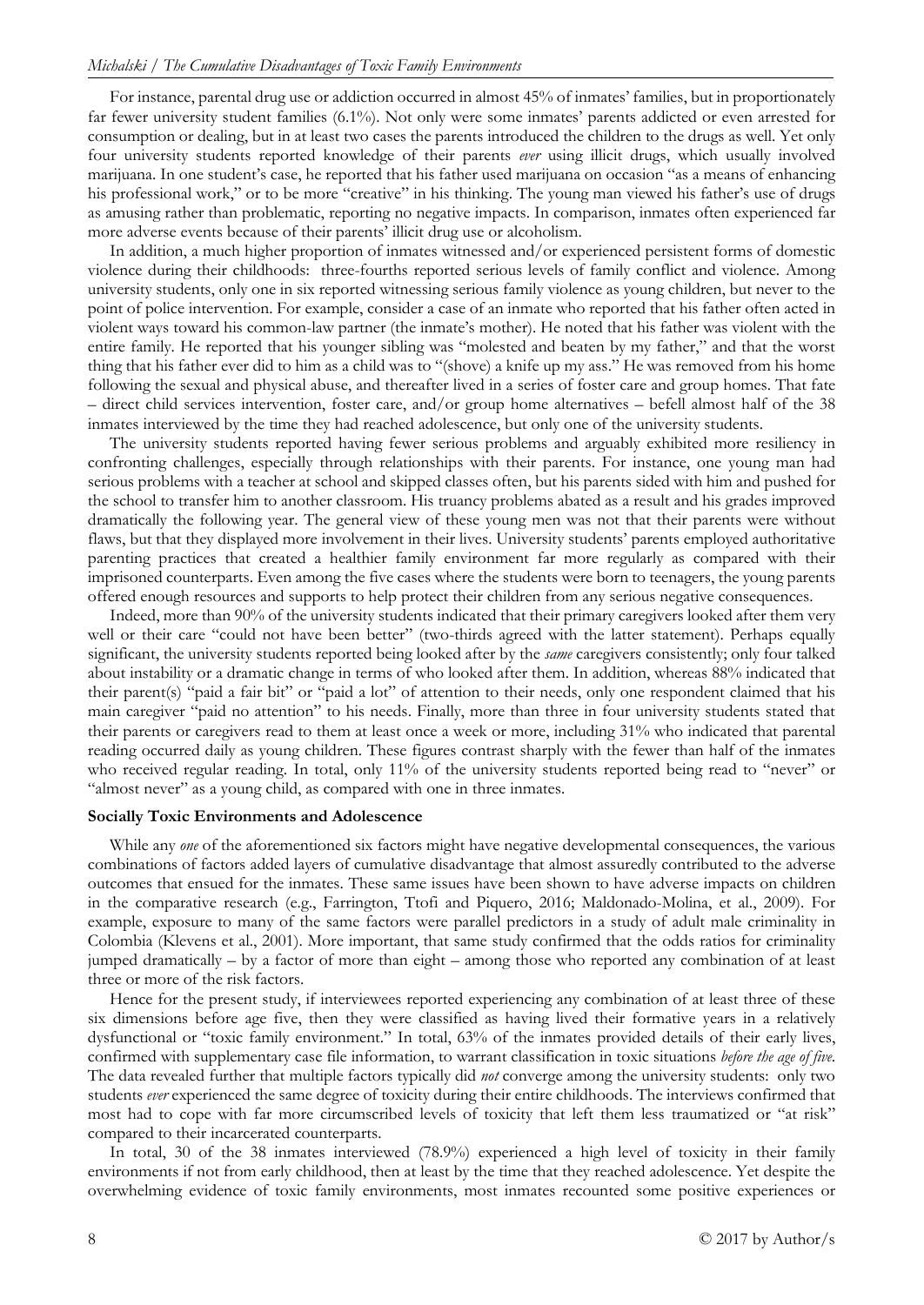For instance, parental drug use or addiction occurred in almost 45% of inmates' families, but in proportionately far fewer university student families (6.1%). Not only were some inmates' parents addicted or even arrested for consumption or dealing, but in at least two cases the parents introduced the children to the drugs as well. Yet only four university students reported knowledge of their parents *ever* using illicit drugs, which usually involved marijuana. In one student's case, he reported that his father used marijuana on occasion "as a means of enhancing his professional work," or to be more "creative" in his thinking. The young man viewed his father's use of drugs as amusing rather than problematic, reporting no negative impacts. In comparison, inmates often experienced far more adverse events because of their parents' illicit drug use or alcoholism.

In addition, a much higher proportion of inmates witnessed and/or experienced persistent forms of domestic violence during their childhoods: three-fourths reported serious levels of family conflict and violence. Among university students, only one in six reported witnessing serious family violence as young children, but never to the point of police intervention. For example, consider a case of an inmate who reported that his father often acted in violent ways toward his common-law partner (the inmate's mother). He noted that his father was violent with the entire family. He reported that his younger sibling was "molested and beaten by my father," and that the worst thing that his father ever did to him as a child was to "(shove) a knife up my ass." He was removed from his home following the sexual and physical abuse, and thereafter lived in a series of foster care and group homes. That fate – direct child services intervention, foster care, and/or group home alternatives – befell almost half of the 38 inmates interviewed by the time they had reached adolescence, but only one of the university students.

The university students reported having fewer serious problems and arguably exhibited more resiliency in confronting challenges, especially through relationships with their parents. For instance, one young man had serious problems with a teacher at school and skipped classes often, but his parents sided with him and pushed for the school to transfer him to another classroom. His truancy problems abated as a result and his grades improved dramatically the following year. The general view of these young men was not that their parents were without flaws, but that they displayed more involvement in their lives. University students' parents employed authoritative parenting practices that created a healthier family environment far more regularly as compared with their imprisoned counterparts. Even among the five cases where the students were born to teenagers, the young parents offered enough resources and supports to help protect their children from any serious negative consequences.

Indeed, more than 90% of the university students indicated that their primary caregivers looked after them very well or their care "could not have been better" (two-thirds agreed with the latter statement). Perhaps equally significant, the university students reported being looked after by the *same* caregivers consistently; only four talked about instability or a dramatic change in terms of who looked after them. In addition, whereas 88% indicated that their parent(s) "paid a fair bit" or "paid a lot" of attention to their needs, only one respondent claimed that his main caregiver "paid no attention" to his needs. Finally, more than three in four university students stated that their parents or caregivers read to them at least once a week or more, including 31% who indicated that parental reading occurred daily as young children. These figures contrast sharply with the fewer than half of the inmates who received regular reading. In total, only 11% of the university students reported being read to "never" or "almost never" as a young child, as compared with one in three inmates.

**Socially Toxic Environments and Adolescence**

While any *one* of the aforementioned six factors might have negative developmental consequences, the various combinations of factors added layers of cumulative disadvantage that almost assuredly contributed to the adverse outcomes that ensued for the inmates. These same issues have been shown to have adverse impacts on children in the comparative research (e.g., Farrington, Ttofi and Piquero, 2016; Maldonado-Molina, et al., 2009). For example, exposure to many of the same factors were parallel predictors in a study of adult male criminality in Colombia (Klevens et al., 2001). More important, that same study confirmed that the odds ratios for criminality jumped dramatically – by a factor of more than eight – among those who reported any combination of at least three or more of the risk factors.

Hence for the present study, if interviewees reported experiencing any combination of at least three of these six dimensions before age five, then they were classified as having lived their formative years in a relatively dysfunctional or "toxic family environment." In total, 63% of the inmates provided details of their early lives, confirmed with supplementary case file information, to warrant classification in toxic situations *before the age of five*. The data revealed further that multiple factors typically did *not* converge among the university students: only two students *ever* experienced the same degree of toxicity during their entire childhoods. The interviews confirmed that most had to cope with far more circumscribed levels of toxicity that left them less traumatized or "at risk" compared to their incarcerated counterparts.

In total, 30 of the 38 inmates interviewed (78.9%) experienced a high level of toxicity in their family environments if not from early childhood, then at least by the time that they reached adolescence. Yet despite the overwhelming evidence of toxic family environments, most inmates recounted some positive experiences or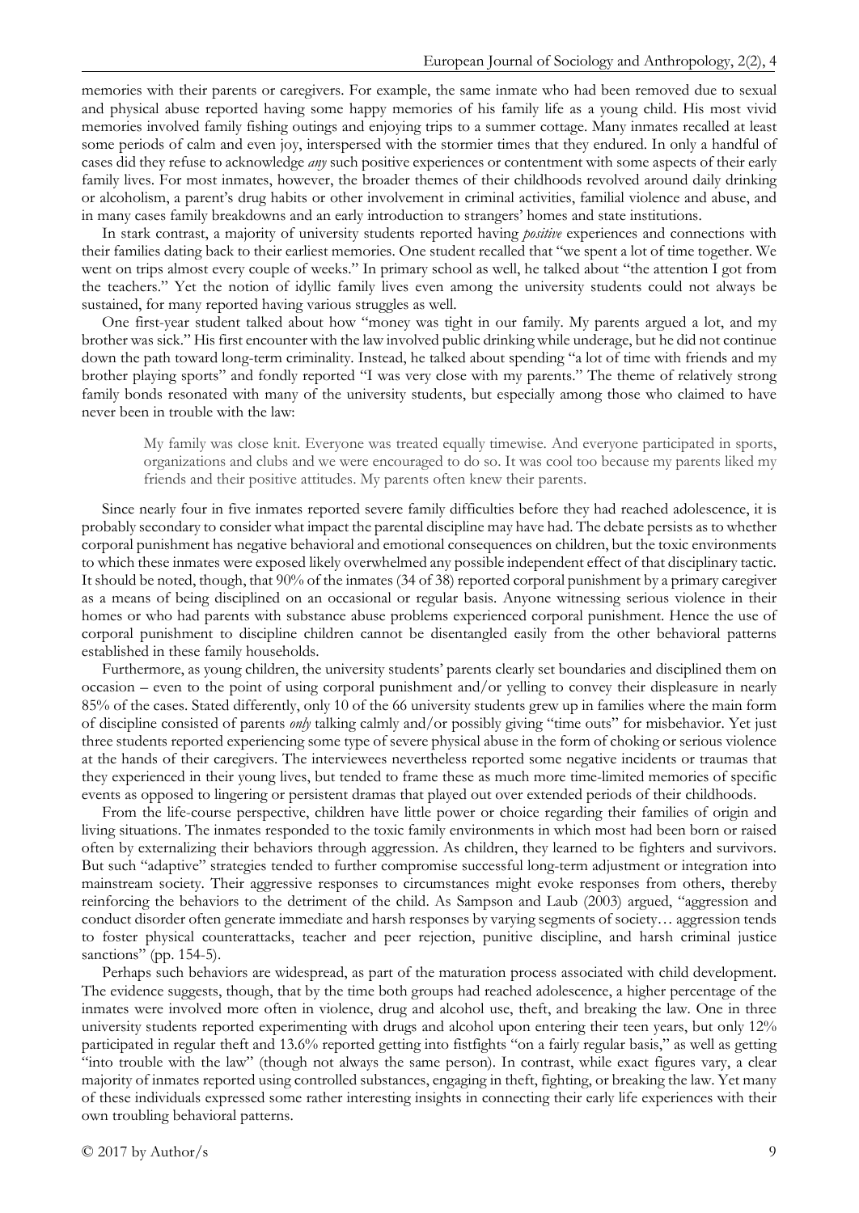memories with their parents or caregivers. For example, the same inmate who had been removed due to sexual and physical abuse reported having some happy memories of his family life as a young child. His most vivid memories involved family fishing outings and enjoying trips to a summer cottage. Many inmates recalled at least some periods of calm and even joy, interspersed with the stormier times that they endured. In only a handful of cases did they refuse to acknowledge *any* such positive experiences or contentment with some aspects of their early family lives. For most inmates, however, the broader themes of their childhoods revolved around daily drinking or alcoholism, a parent's drug habits or other involvement in criminal activities, familial violence and abuse, and in many cases family breakdowns and an early introduction to strangers' homes and state institutions.

In stark contrast, a majority of university students reported having *positive* experiences and connections with their families dating back to their earliest memories. One student recalled that "we spent a lot of time together. We went on trips almost every couple of weeks." In primary school as well, he talked about "the attention I got from the teachers." Yet the notion of idyllic family lives even among the university students could not always be sustained, for many reported having various struggles as well.

One first-year student talked about how "money was tight in our family. My parents argued a lot, and my brother was sick." His first encounter with the law involved public drinking while underage, but he did not continue down the path toward long-term criminality. Instead, he talked about spending "a lot of time with friends and my brother playing sports" and fondly reported "I was very close with my parents." The theme of relatively strong family bonds resonated with many of the university students, but especially among those who claimed to have never been in trouble with the law:

> My family was close knit. Everyone was treated equally timewise. And everyone participated in sports, organizations and clubs and we were encouraged to do so. It was cool too because my parents liked my friends and their positive attitudes. My parents often knew their parents.

Since nearly four in five inmates reported severe family difficulties before they had reached adolescence, it is probably secondary to consider what impact the parental discipline may have had. The debate persists as to whether corporal punishment has negative behavioral and emotional consequences on children, but the toxic environments to which these inmates were exposed likely overwhelmed any possible independent effect of that disciplinary tactic. It should be noted, though, that 90% of the inmates (34 of 38) reported corporal punishment by a primary caregiver as a means of being disciplined on an occasional or regular basis. Anyone witnessing serious violence in their homes or who had parents with substance abuse problems experienced corporal punishment. Hence the use of corporal punishment to discipline children cannot be disentangled easily from the other behavioral patterns established in these family households.

Furthermore, as young children, the university students' parents clearly set boundaries and disciplined them on occasion – even to the point of using corporal punishment and/or yelling to convey their displeasure in nearly 85% of the cases. Stated differently, only 10 of the 66 university students grew up in families where the main form of discipline consisted of parents *only* talking calmly and/or possibly giving "time outs" for misbehavior. Yet just three students reported experiencing some type of severe physical abuse in the form of choking or serious violence at the hands of their caregivers. The interviewees nevertheless reported some negative incidents or traumas that they experienced in their young lives, but tended to frame these as much more time-limited memories of specific events as opposed to lingering or persistent dramas that played out over extended periods of their childhoods.

From the life-course perspective, children have little power or choice regarding their families of origin and living situations. The inmates responded to the toxic family environments in which most had been born or raised often by externalizing their behaviors through aggression. As children, they learned to be fighters and survivors. But such "adaptive" strategies tended to further compromise successful long-term adjustment or integration into mainstream society. Their aggressive responses to circumstances might evoke responses from others, thereby reinforcing the behaviors to the detriment of the child. As Sampson and Laub (2003) argued, "aggression and conduct disorder often generate immediate and harsh responses by varying segments of society… aggression tends to foster physical counterattacks, teacher and peer rejection, punitive discipline, and harsh criminal justice sanctions" (pp. 154-5).

Perhaps such behaviors are widespread, as part of the maturation process associated with child development. The evidence suggests, though, that by the time both groups had reached adolescence, a higher percentage of the inmates were involved more often in violence, drug and alcohol use, theft, and breaking the law. One in three university students reported experimenting with drugs and alcohol upon entering their teen years, but only 12% participated in regular theft and 13.6% reported getting into fistfights "on a fairly regular basis," as well as getting "into trouble with the law" (though not always the same person). In contrast, while exact figures vary, a clear majority of inmates reported using controlled substances, engaging in theft, fighting, or breaking the law. Yet many of these individuals expressed some rather interesting insights in connecting their early life experiences with their own troubling behavioral patterns.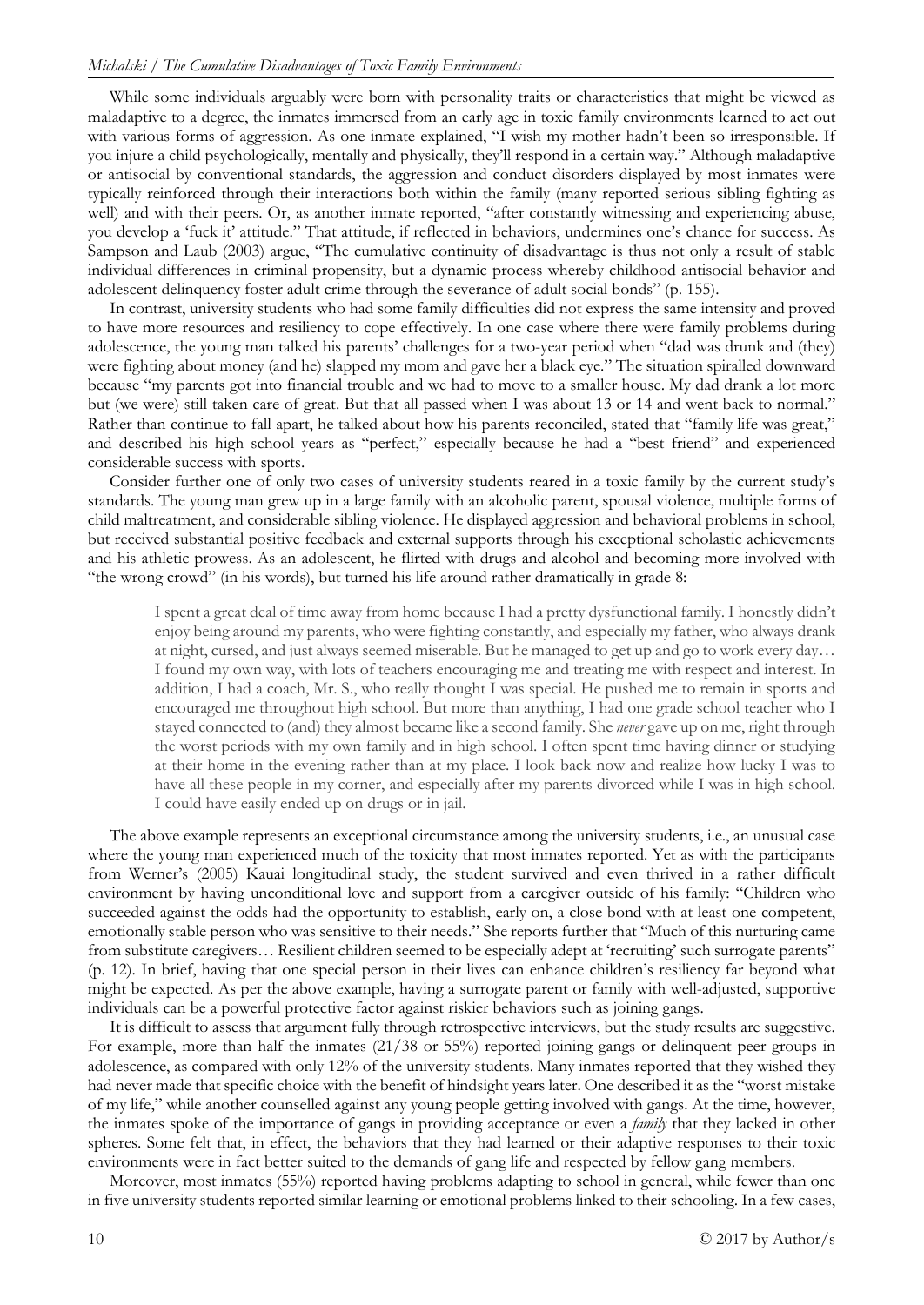While some individuals arguably were born with personality traits or characteristics that might be viewed as maladaptive to a degree, the inmates immersed from an early age in toxic family environments learned to act out with various forms of aggression. As one inmate explained, "I wish my mother hadn't been so irresponsible. If you injure a child psychologically, mentally and physically, they'll respond in a certain way." Although maladaptive or antisocial by conventional standards, the aggression and conduct disorders displayed by most inmates were typically reinforced through their interactions both within the family (many reported serious sibling fighting as well) and with their peers. Or, as another inmate reported, "after constantly witnessing and experiencing abuse, you develop a 'fuck it' attitude." That attitude, if reflected in behaviors, undermines one's chance for success. As Sampson and Laub (2003) argue, "The cumulative continuity of disadvantage is thus not only a result of stable individual differences in criminal propensity, but a dynamic process whereby childhood antisocial behavior and adolescent delinquency foster adult crime through the severance of adult social bonds" (p. 155).

In contrast, university students who had some family difficulties did not express the same intensity and proved to have more resources and resiliency to cope effectively. In one case where there were family problems during adolescence, the young man talked his parents' challenges for a two-year period when "dad was drunk and (they) were fighting about money (and he) slapped my mom and gave her a black eye." The situation spiralled downward because "my parents got into financial trouble and we had to move to a smaller house. My dad drank a lot more but (we were) still taken care of great. But that all passed when I was about 13 or 14 and went back to normal." Rather than continue to fall apart, he talked about how his parents reconciled, stated that "family life was great," and described his high school years as "perfect," especially because he had a "best friend" and experienced considerable success with sports.

Consider further one of only two cases of university students reared in a toxic family by the current study's standards. The young man grew up in a large family with an alcoholic parent, spousal violence, multiple forms of child maltreatment, and considerable sibling violence. He displayed aggression and behavioral problems in school, but received substantial positive feedback and external supports through his exceptional scholastic achievements and his athletic prowess. As an adolescent, he flirted with drugs and alcohol and becoming more involved with "the wrong crowd" (in his words), but turned his life around rather dramatically in grade 8:

> I spent a great deal of time away from home because I had a pretty dysfunctional family. I honestly didn't enjoy being around my parents, who were fighting constantly, and especially my father, who always drank at night, cursed, and just always seemed miserable. But he managed to get up and go to work every day… I found my own way, with lots of teachers encouraging me and treating me with respect and interest. In addition, I had a coach, Mr. S., who really thought I was special. He pushed me to remain in sports and encouraged me throughout high school. But more than anything, I had one grade school teacher who I stayed connected to (and) they almost became like a second family. She *never* gave up on me, right through the worst periods with my own family and in high school. I often spent time having dinner or studying at their home in the evening rather than at my place. I look back now and realize how lucky I was to have all these people in my corner, and especially after my parents divorced while I was in high school. I could have easily ended up on drugs or in jail.

The above example represents an exceptional circumstance among the university students, i.e., an unusual case where the young man experienced much of the toxicity that most inmates reported. Yet as with the participants from Werner's (2005) Kauai longitudinal study, the student survived and even thrived in a rather difficult environment by having unconditional love and support from a caregiver outside of his family: "Children who succeeded against the odds had the opportunity to establish, early on, a close bond with at least one competent, emotionally stable person who was sensitive to their needs." She reports further that "Much of this nurturing came from substitute caregivers… Resilient children seemed to be especially adept at 'recruiting' such surrogate parents" (p. 12). In brief, having that one special person in their lives can enhance children's resiliency far beyond what might be expected. As per the above example, having a surrogate parent or family with well-adjusted, supportive individuals can be a powerful protective factor against riskier behaviors such as joining gangs.

It is difficult to assess that argument fully through retrospective interviews, but the study results are suggestive. For example, more than half the inmates (21/38 or 55%) reported joining gangs or delinquent peer groups in adolescence, as compared with only 12% of the university students. Many inmates reported that they wished they had never made that specific choice with the benefit of hindsight years later. One described it as the "worst mistake of my life," while another counselled against any young people getting involved with gangs. At the time, however, the inmates spoke of the importance of gangs in providing acceptance or even a *family* that they lacked in other spheres. Some felt that, in effect, the behaviors that they had learned or their adaptive responses to their toxic environments were in fact better suited to the demands of gang life and respected by fellow gang members.

Moreover, most inmates (55%) reported having problems adapting to school in general, while fewer than one in five university students reported similar learning or emotional problems linked to their schooling. In a few cases,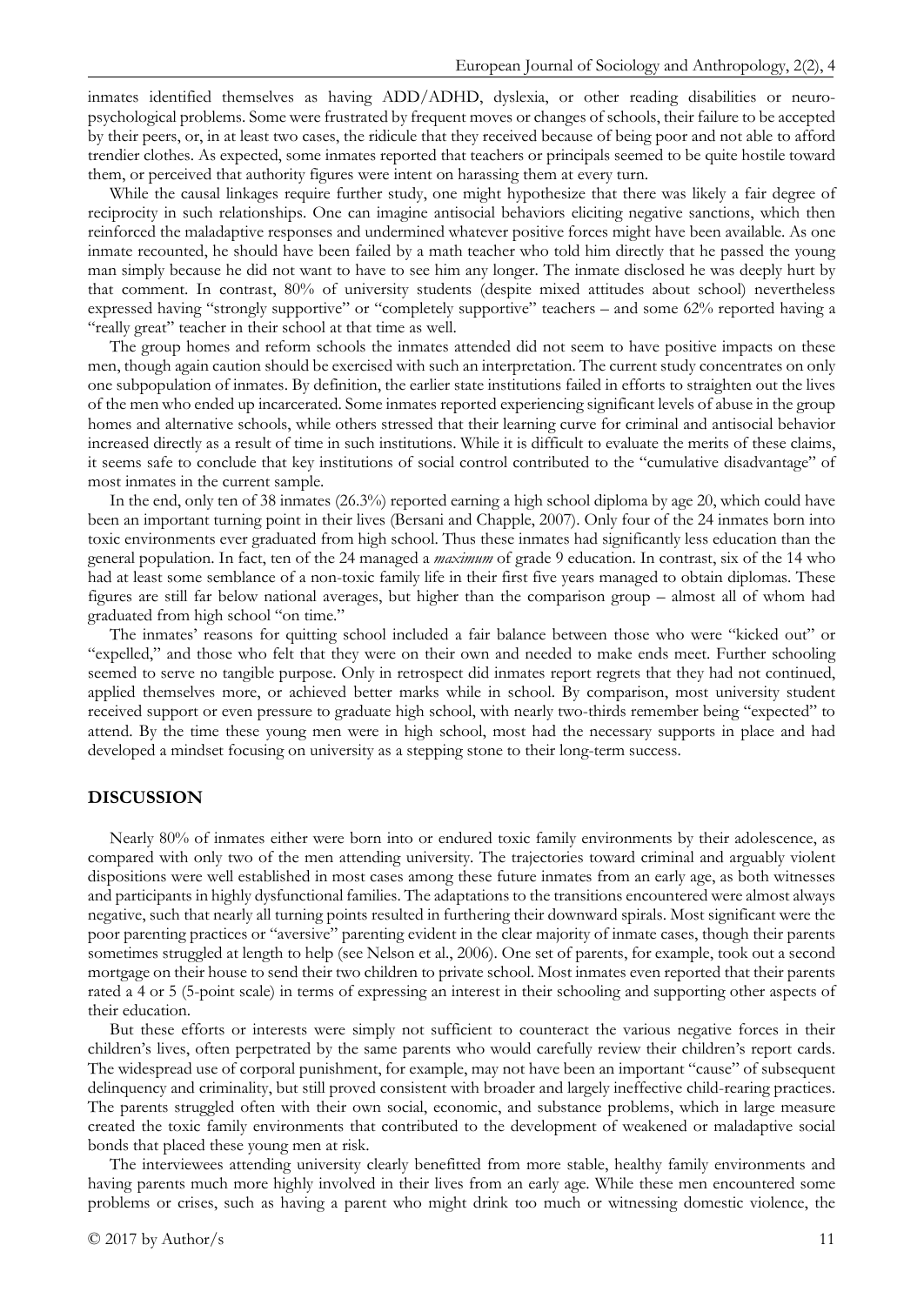inmates identified themselves as having ADD/ADHD, dyslexia, or other reading disabilities or neuro-psychological problems. Some were frustrated by frequent moves or changes of schools, their failure to be accepted by their peers, or, in at least two cases, the ridicule that they received because of being poor and not able to afford trendier clothes. As expected, some inmates reported that teachers or principals seemed to be quite hostile toward them, or perceived that authority figures were intent on harassing them at every turn.

While the causal linkages require further study, one might hypothesize that there was likely a fair degree of reciprocity in such relationships. One can imagine antisocial behaviors eliciting negative sanctions, which then reinforced the maladaptive responses and undermined whatever positive forces might have been available. As one inmate recounted, he should have been failed by a math teacher who told him directly that he passed the young man simply because he did not want to have to see him any longer. The inmate disclosed he was deeply hurt by that comment. In contrast, 80% of university students (despite mixed attitudes about school) nevertheless expressed having "strongly supportive" or "completely supportive" teachers – and some 62% reported having a "really great" teacher in their school at that time as well.

The group homes and reform schools the inmates attended did not seem to have positive impacts on these men, though again caution should be exercised with such an interpretation. The current study concentrates on only one subpopulation of inmates. By definition, the earlier state institutions failed in efforts to straighten out the lives of the men who ended up incarcerated. Some inmates reported experiencing significant levels of abuse in the group homes and alternative schools, while others stressed that their learning curve for criminal and antisocial behavior increased directly as a result of time in such institutions. While it is difficult to evaluate the merits of these claims, it seems safe to conclude that key institutions of social control contributed to the "cumulative disadvantage" of most inmates in the current sample.

In the end, only ten of 38 inmates (26.3%) reported earning a high school diploma by age 20, which could have been an important turning point in their lives (Bersani and Chapple, 2007). Only four of the 24 inmates born into toxic environments ever graduated from high school. Thus these inmates had significantly less education than the general population. In fact, ten of the 24 managed a *maximum* of grade 9 education. In contrast, six of the 14 who had at least some semblance of a non-toxic family life in their first five years managed to obtain diplomas. These figures are still far below national averages, but higher than the comparison group – almost all of whom had graduated from high school "on time."

The inmates' reasons for quitting school included a fair balance between those who were "kicked out" or "expelled," and those who felt that they were on their own and needed to make ends meet. Further schooling seemed to serve no tangible purpose. Only in retrospect did inmates report regrets that they had not continued, applied themselves more, or achieved better marks while in school. By comparison, most university student received support or even pressure to graduate high school, with nearly two-thirds remember being "expected" to attend. By the time these young men were in high school, most had the necessary supports in place and had developed a mindset focusing on university as a stepping stone to their long-term success.

## DISCUSSION

Nearly 80% of inmates either were born into or endured toxic family environments by their adolescence, as compared with only two of the men attending university. The trajectories toward criminal and arguably violent dispositions were well established in most cases among these future inmates from an early age, as both witnesses and participants in highly dysfunctional families. The adaptations to the transitions encountered were almost always negative, such that nearly all turning points resulted in furthering their downward spirals. Most significant were the poor parenting practices or "aversive" parenting evident in the clear majority of inmate cases, though their parents sometimes struggled at length to help (see Nelson et al., 2006). One set of parents, for example, took out a second mortgage on their house to send their two children to private school. Most inmates even reported that their parents rated a 4 or 5 (5-point scale) in terms of expressing an interest in their schooling and supporting other aspects of their education.

But these efforts or interests were simply not sufficient to counteract the various negative forces in their children's lives, often perpetrated by the same parents who would carefully review their children's report cards. The widespread use of corporal punishment, for example, may not have been an important "cause" of subsequent delinquency and criminality, but still proved consistent with broader and largely ineffective child-rearing practices. The parents struggled often with their own social, economic, and substance problems, which in large measure created the toxic family environments that contributed to the development of weakened or maladaptive social bonds that placed these young men at risk.

The interviewees attending university clearly benefitted from more stable, healthy family environments and having parents much more highly involved in their lives from an early age. While these men encountered some problems or crises, such as having a parent who might drink too much or witnessing domestic violence, the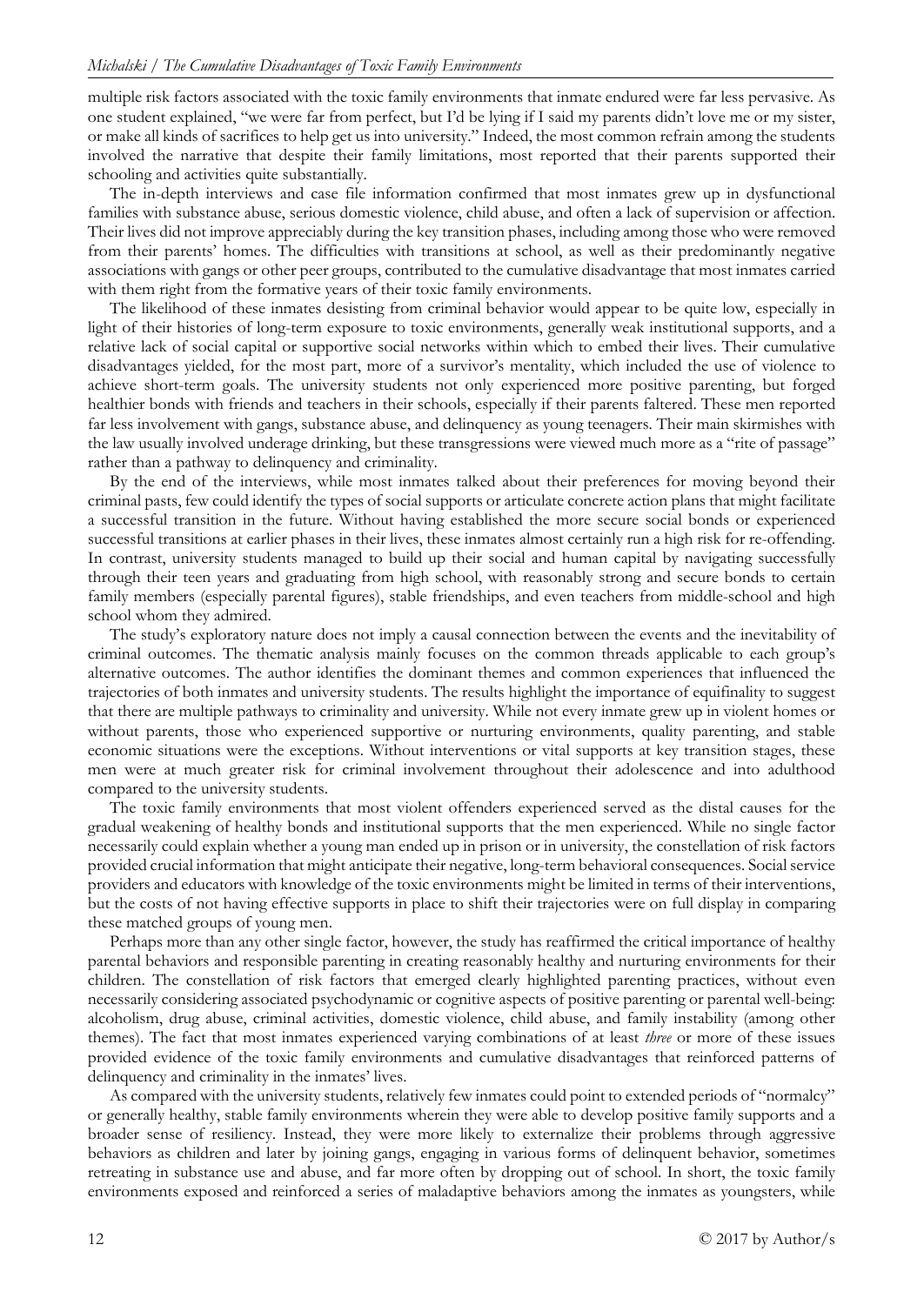multiple risk factors associated with the toxic family environments that inmate endured were far less pervasive. As one student explained, "we were far from perfect, but I'd be lying if I said my parents didn't love me or my sister, or make all kinds of sacrifices to help get us into university." Indeed, the most common refrain among the students involved the narrative that despite their family limitations, most reported that their parents supported their schooling and activities quite substantially.

The in-depth interviews and case file information confirmed that most inmates grew up in dysfunctional families with substance abuse, serious domestic violence, child abuse, and often a lack of supervision or affection. Their lives did not improve appreciably during the key transition phases, including among those who were removed from their parents' homes. The difficulties with transitions at school, as well as their predominantly negative associations with gangs or other peer groups, contributed to the cumulative disadvantage that most inmates carried with them right from the formative years of their toxic family environments.

The likelihood of these inmates desisting from criminal behavior would appear to be quite low, especially in light of their histories of long-term exposure to toxic environments, generally weak institutional supports, and a relative lack of social capital or supportive social networks within which to embed their lives. Their cumulative disadvantages yielded, for the most part, more of a survivor's mentality, which included the use of violence to achieve short-term goals. The university students not only experienced more positive parenting, but forged healthier bonds with friends and teachers in their schools, especially if their parents faltered. These men reported far less involvement with gangs, substance abuse, and delinquency as young teenagers. Their main skirmishes with the law usually involved underage drinking, but these transgressions were viewed much more as a "rite of passage" rather than a pathway to delinquency and criminality.

By the end of the interviews, while most inmates talked about their preferences for moving beyond their criminal pasts, few could identify the types of social supports or articulate concrete action plans that might facilitate a successful transition in the future. Without having established the more secure social bonds or experienced successful transitions at earlier phases in their lives, these inmates almost certainly run a high risk for re-offending. In contrast, university students managed to build up their social and human capital by navigating successfully through their teen years and graduating from high school, with reasonably strong and secure bonds to certain family members (especially parental figures), stable friendships, and even teachers from middle-school and high school whom they admired.

The study's exploratory nature does not imply a causal connection between the events and the inevitability of criminal outcomes. The thematic analysis mainly focuses on the common threads applicable to each group's alternative outcomes. The author identifies the dominant themes and common experiences that influenced the trajectories of both inmates and university students. The results highlight the importance of equifinality to suggest that there are multiple pathways to criminality and university. While not every inmate grew up in violent homes or without parents, those who experienced supportive or nurturing environments, quality parenting, and stable economic situations were the exceptions. Without interventions or vital supports at key transition stages, these men were at much greater risk for criminal involvement throughout their adolescence and into adulthood compared to the university students.

The toxic family environments that most violent offenders experienced served as the distal causes for the gradual weakening of healthy bonds and institutional supports that the men experienced. While no single factor necessarily could explain whether a young man ended up in prison or in university, the constellation of risk factors provided crucial information that might anticipate their negative, long-term behavioral consequences. Social service providers and educators with knowledge of the toxic environments might be limited in terms of their interventions, but the costs of not having effective supports in place to shift their trajectories were on full display in comparing these matched groups of young men.

Perhaps more than any other single factor, however, the study has reaffirmed the critical importance of healthy parental behaviors and responsible parenting in creating reasonably healthy and nurturing environments for their children. The constellation of risk factors that emerged clearly highlighted parenting practices, without even necessarily considering associated psychodynamic or cognitive aspects of positive parenting or parental well-being: alcoholism, drug abuse, criminal activities, domestic violence, child abuse, and family instability (among other themes). The fact that most inmates experienced varying combinations of at least *three* or more of these issues provided evidence of the toxic family environments and cumulative disadvantages that reinforced patterns of delinquency and criminality in the inmates' lives.

As compared with the university students, relatively few inmates could point to extended periods of "normalcy" or generally healthy, stable family environments wherein they were able to develop positive family supports and a broader sense of resiliency. Instead, they were more likely to externalize their problems through aggressive behaviors as children and later by joining gangs, engaging in various forms of delinquent behavior, sometimes retreating in substance use and abuse, and far more often by dropping out of school. In short, the toxic family environments exposed and reinforced a series of maladaptive behaviors among the inmates as youngsters, while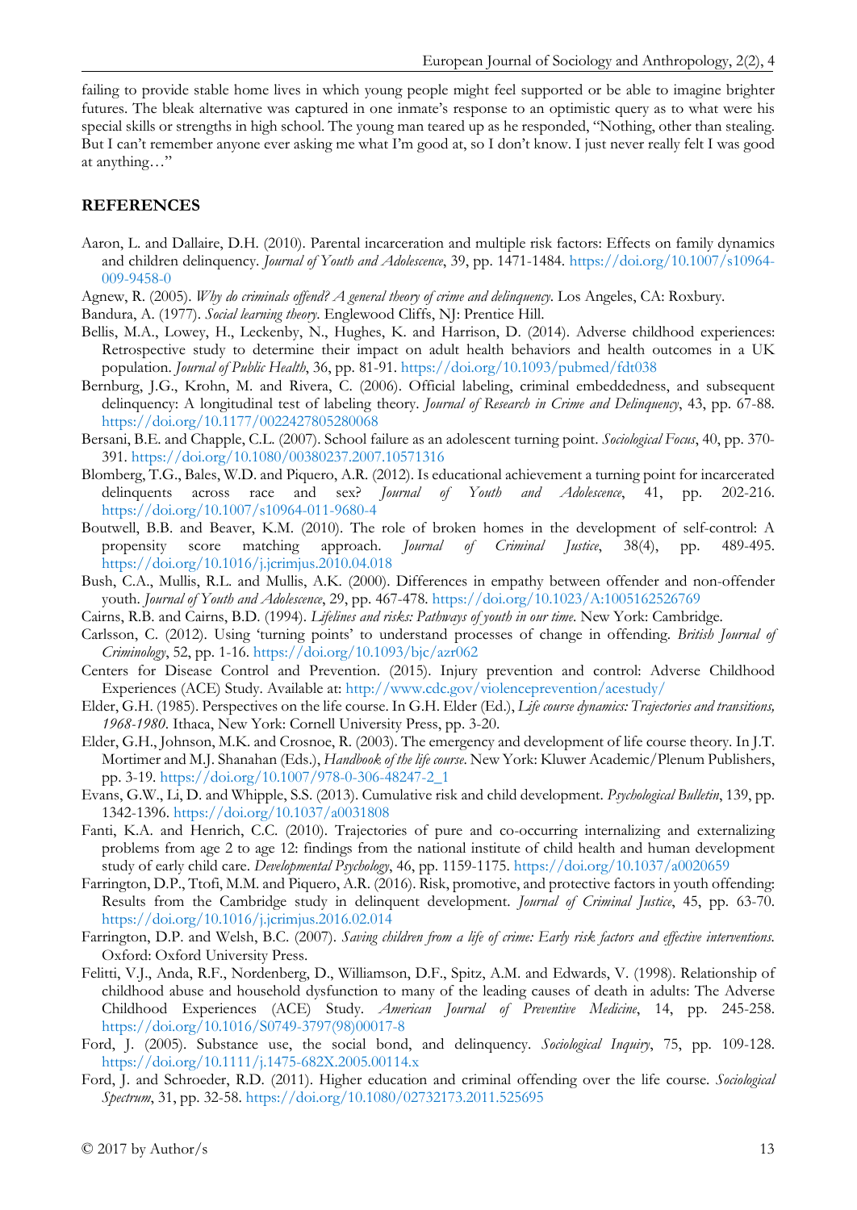failing to provide stable home lives in which young people might feel supported or be able to imagine brighter futures. The bleak alternative was captured in one inmate's response to an optimistic query as to what were his special skills or strengths in high school. The young man teared up as he responded, "Nothing, other than stealing. But I can't remember anyone ever asking me what I'm good at, so I don't know. I just never really felt I was good at anything…"

## REFERENCES

Aaron, L. and Dallaire, D.H. (2010). Parental incarceration and multiple risk factors: Effects on family dynamics and children delinquency. *Journal of Youth and Adolescence*, 39, pp. 1471-1484. https://doi.org/10.1007/s10964-009-9458-0

Agnew, R. (2005). *Why do criminals offend? A general theory of crime and delinquency*. Los Angeles, CA: Roxbury.

Bandura, A. (1977). *Social learning theory*. Englewood Cliffs, NJ: Prentice Hill.

Bellis, M.A., Lowey, H., Leckenby, N., Hughes, K. and Harrison, D. (2014). Adverse childhood experiences: Retrospective study to determine their impact on adult health behaviors and health outcomes in a UK population. *Journal of Public Health*, 36, pp. 81-91. https://doi.org/10.1093/pubmed/fdt038

Bernburg, J.G., Krohn, M. and Rivera, C. (2006). Official labeling, criminal embeddedness, and subsequent delinquency: A longitudinal test of labeling theory. *Journal of Research in Crime and Delinquency*, 43, pp. 67-88. https://doi.org/10.1177/0022427805280068

Bersani, B.E. and Chapple, C.L. (2007). School failure as an adolescent turning point. *Sociological Focus*, 40, pp. 370-391. https://doi.org/10.1080/00380237.2007.10571316

Blomberg, T.G., Bales, W.D. and Piquero, A.R. (2012). Is educational achievement a turning point for incarcerated delinquents across race and sex? *Journal of Youth and Adolescence*, 41, pp. 202-216. https://doi.org/10.1007/s10964-011-9680-4

Boutwell, B.B. and Beaver, K.M. (2010). The role of broken homes in the development of self-control: A propensity score matching approach. *Journal of Criminal Justice*, 38(4), pp. 489-495. https://doi.org/10.1016/j.jcrimjus.2010.04.018

Bush, C.A., Mullis, R.L. and Mullis, A.K. (2000). Differences in empathy between offender and non-offender youth. *Journal of Youth and Adolescence*, 29, pp. 467-478. https://doi.org/10.1023/A:1005162526769

Cairns, R.B. and Cairns, B.D. (1994). *Lifelines and risks: Pathways of youth in our time*. New York: Cambridge.

Carlsson, C. (2012). Using 'turning points' to understand processes of change in offending. *British Journal of Criminology*, 52, pp. 1-16. https://doi.org/10.1093/bjc/azr062

Centers for Disease Control and Prevention. (2015). Injury prevention and control: Adverse Childhood Experiences (ACE) Study. Available at: http://www.cdc.gov/violenceprevention/acestudy/

Elder, G.H. (1985). Perspectives on the life course. In G.H. Elder (Ed.), *Life course dynamics: Trajectories and transitions, 1968-1980*. Ithaca, New York: Cornell University Press, pp. 3-20.

Elder, G.H., Johnson, M.K. and Crosnoe, R. (2003). The emergency and development of life course theory. In J.T. Mortimer and M.J. Shanahan (Eds.), *Handbook of the life course*. New York: Kluwer Academic/Plenum Publishers, pp. 3-19. https://doi.org/10.1007/978-0-306-48247-2_1

Evans, G.W., Li, D. and Whipple, S.S. (2013). Cumulative risk and child development. *Psychological Bulletin*, 139, pp. 1342-1396. https://doi.org/10.1037/a0031808

Fanti, K.A. and Henrich, C.C. (2010). Trajectories of pure and co-occurring internalizing and externalizing problems from age 2 to age 12: findings from the national institute of child health and human development study of early child care. *Developmental Psychology*, 46, pp. 1159-1175. https://doi.org/10.1037/a0020659

Farrington, D.P., Ttofi, M.M. and Piquero, A.R. (2016). Risk, promotive, and protective factors in youth offending: Results from the Cambridge study in delinquent development. *Journal of Criminal Justice*, 45, pp. 63-70. https://doi.org/10.1016/j.jcrimjus.2016.02.014

Farrington, D.P. and Welsh, B.C. (2007). *Saving children from a life of crime: Early risk factors and effective interventions*. Oxford: Oxford University Press.

Felitti, V.J., Anda, R.F., Nordenberg, D., Williamson, D.F., Spitz, A.M. and Edwards, V. (1998). Relationship of childhood abuse and household dysfunction to many of the leading causes of death in adults: The Adverse Childhood Experiences (ACE) Study. *American Journal of Preventive Medicine*, 14, pp. 245-258. https://doi.org/10.1016/S0749-3797(98)00017-8

Ford, J. (2005). Substance use, the social bond, and delinquency. *Sociological Inquiry*, 75, pp. 109-128. https://doi.org/10.1111/j.1475-682X.2005.00114.x

Ford, J. and Schroeder, R.D. (2011). Higher education and criminal offending over the life course. *Sociological Spectrum*, 31, pp. 32-58. https://doi.org/10.1080/02732173.2011.525695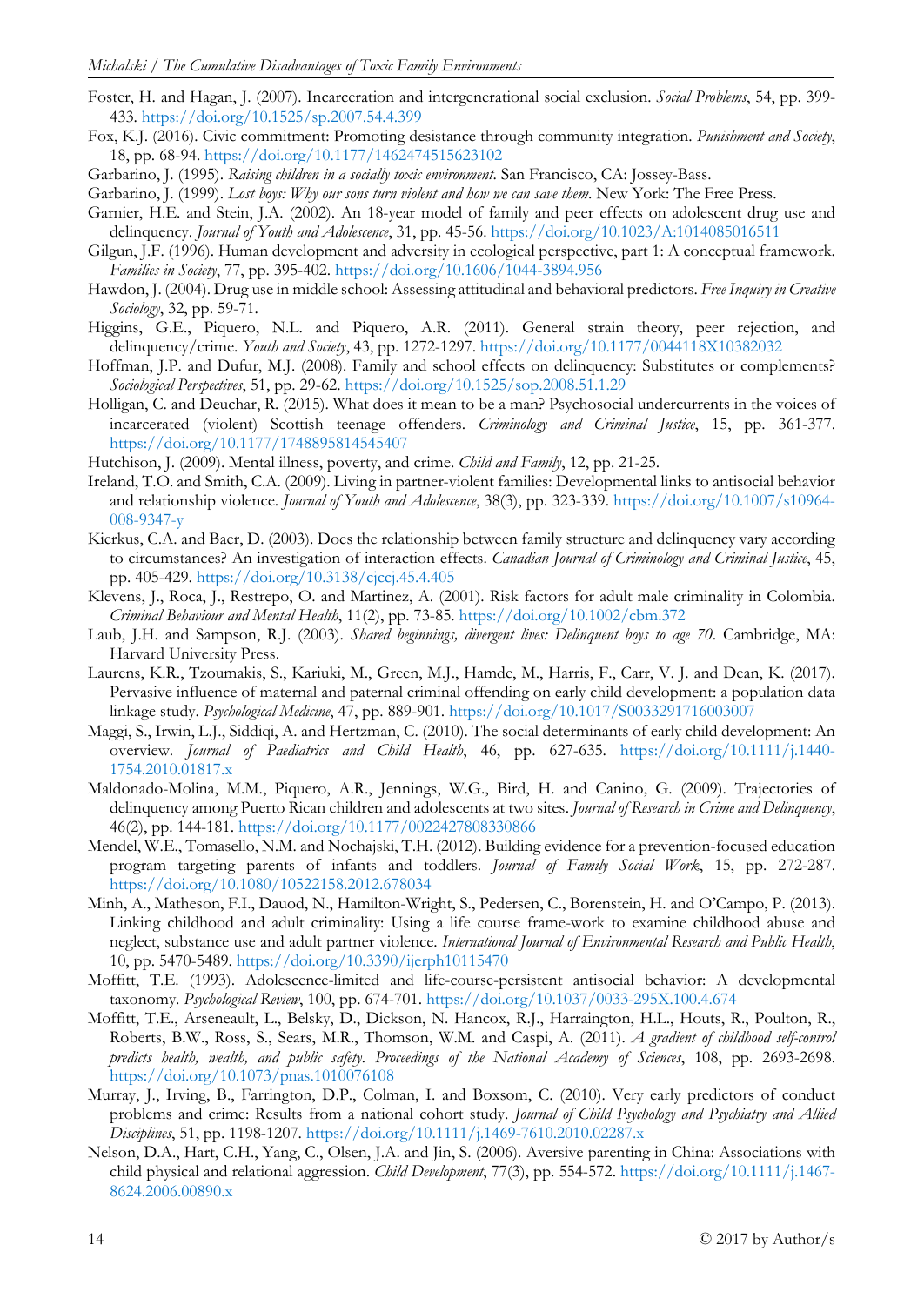Foster, H. and Hagan, J. (2007). Incarceration and intergenerational social exclusion. *Social Problems*, 54, pp. 399-433. https://doi.org/10.1525/sp.2007.54.4.399

Fox, K.J. (2016). Civic commitment: Promoting desistance through community integration. *Punishment and Society*, 18, pp. 68-94. https://doi.org/10.1177/1462474515623102

Garbarino, J. (1995). *Raising children in a socially toxic environment*. San Francisco, CA: Jossey-Bass.

Garbarino, J. (1999). *Lost boys: Why our sons turn violent and how we can save them*. New York: The Free Press.

Garnier, H.E. and Stein, J.A. (2002). An 18-year model of family and peer effects on adolescent drug use and delinquency. *Journal of Youth and Adolescence*, 31, pp. 45-56. https://doi.org/10.1023/A:1014085016511

Gilgun, J.F. (1996). Human development and adversity in ecological perspective, part 1: A conceptual framework. *Families in Society*, 77, pp. 395-402. https://doi.org/10.1606/1044-3894.956

Hawdon, J. (2004). Drug use in middle school: Assessing attitudinal and behavioral predictors. *Free Inquiry in Creative Sociology*, 32, pp. 59-71.

Higgins, G.E., Piquero, N.L. and Piquero, A.R. (2011). General strain theory, peer rejection, and delinquency/crime. *Youth and Society*, 43, pp. 1272-1297. https://doi.org/10.1177/0044118X10382032

Hoffman, J.P. and Dufur, M.J. (2008). Family and school effects on delinquency: Substitutes or complements? *Sociological Perspectives*, 51, pp. 29-62. https://doi.org/10.1525/sop.2008.51.1.29

Holligan, C. and Deuchar, R. (2015). What does it mean to be a man? Psychosocial undercurrents in the voices of incarcerated (violent) Scottish teenage offenders. *Criminology and Criminal Justice*, 15, pp. 361-377. https://doi.org/10.1177/1748895814545407

Hutchison, J. (2009). Mental illness, poverty, and crime. *Child and Family*, 12, pp. 21-25.

Ireland, T.O. and Smith, C.A. (2009). Living in partner-violent families: Developmental links to antisocial behavior and relationship violence. *Journal of Youth and Adolescence*, 38(3), pp. 323-339. https://doi.org/10.1007/s10964-008-9347-y

Kierkus, C.A. and Baer, D. (2003). Does the relationship between family structure and delinquency vary according to circumstances? An investigation of interaction effects. *Canadian Journal of Criminology and Criminal Justice*, 45, pp. 405-429. https://doi.org/10.3138/cjccj.45.4.405

Klevens, J., Roca, J., Restrepo, O. and Martinez, A. (2001). Risk factors for adult male criminality in Colombia. *Criminal Behaviour and Mental Health*, 11(2), pp. 73-85. https://doi.org/10.1002/cbm.372

Laub, J.H. and Sampson, R.J. (2003). *Shared beginnings, divergent lives: Delinquent boys to age 70*. Cambridge, MA: Harvard University Press.

Laurens, K.R., Tzoumakis, S., Kariuki, M., Green, M.J., Hamde, M., Harris, F., Carr, V. J. and Dean, K. (2017). Pervasive influence of maternal and paternal criminal offending on early child development: a population data linkage study. *Psychological Medicine*, 47, pp. 889-901. https://doi.org/10.1017/S0033291716003007

Maggi, S., Irwin, L.J., Siddiqi, A. and Hertzman, C. (2010). The social determinants of early child development: An overview. *Journal of Paediatrics and Child Health*, 46, pp. 627-635. https://doi.org/10.1111/j.1440-1754.2010.01817.x

Maldonado-Molina, M.M., Piquero, A.R., Jennings, W.G., Bird, H. and Canino, G. (2009). Trajectories of delinquency among Puerto Rican children and adolescents at two sites. *Journal of Research in Crime and Delinquency*, 46(2), pp. 144-181. https://doi.org/10.1177/0022427808330866

Mendel, W.E., Tomasello, N.M. and Nochajski, T.H. (2012). Building evidence for a prevention-focused education program targeting parents of infants and toddlers. *Journal of Family Social Work*, 15, pp. 272-287. https://doi.org/10.1080/10522158.2012.678034

Minh, A., Matheson, F.I., Dauod, N., Hamilton-Wright, S., Pedersen, C., Borenstein, H. and O'Campo, P. (2013). Linking childhood and adult criminality: Using a life course frame-work to examine childhood abuse and neglect, substance use and adult partner violence. *International Journal of Environmental Research and Public Health*, 10, pp. 5470-5489. https://doi.org/10.3390/ijerph10115470

Moffitt, T.E. (1993). Adolescence-limited and life-course-persistent antisocial behavior: A developmental taxonomy. *Psychological Review*, 100, pp. 674-701. https://doi.org/10.1037/0033-295X.100.4.674

Moffitt, T.E., Arseneault, L., Belsky, D., Dickson, N. Hancox, R.J., Harraington, H.L., Houts, R., Poulton, R., Roberts, B.W., Ross, S., Sears, M.R., Thomson, W.M. and Caspi, A. (2011). *A gradient of childhood self-control predicts health, wealth, and public safety. Proceedings of the National Academy of Sciences*, 108, pp. 2693-2698. https://doi.org/10.1073/pnas.1010076108

Murray, J., Irving, B., Farrington, D.P., Colman, I. and Boxsom, C. (2010). Very early predictors of conduct problems and crime: Results from a national cohort study. *Journal of Child Psychology and Psychiatry and Allied Disciplines*, 51, pp. 1198-1207. https://doi.org/10.1111/j.1469-7610.2010.02287.x

Nelson, D.A., Hart, C.H., Yang, C., Olsen, J.A. and Jin, S. (2006). Aversive parenting in China: Associations with child physical and relational aggression. *Child Development*, 77(3), pp. 554-572. https://doi.org/10.1111/j.1467-8624.2006.00890.x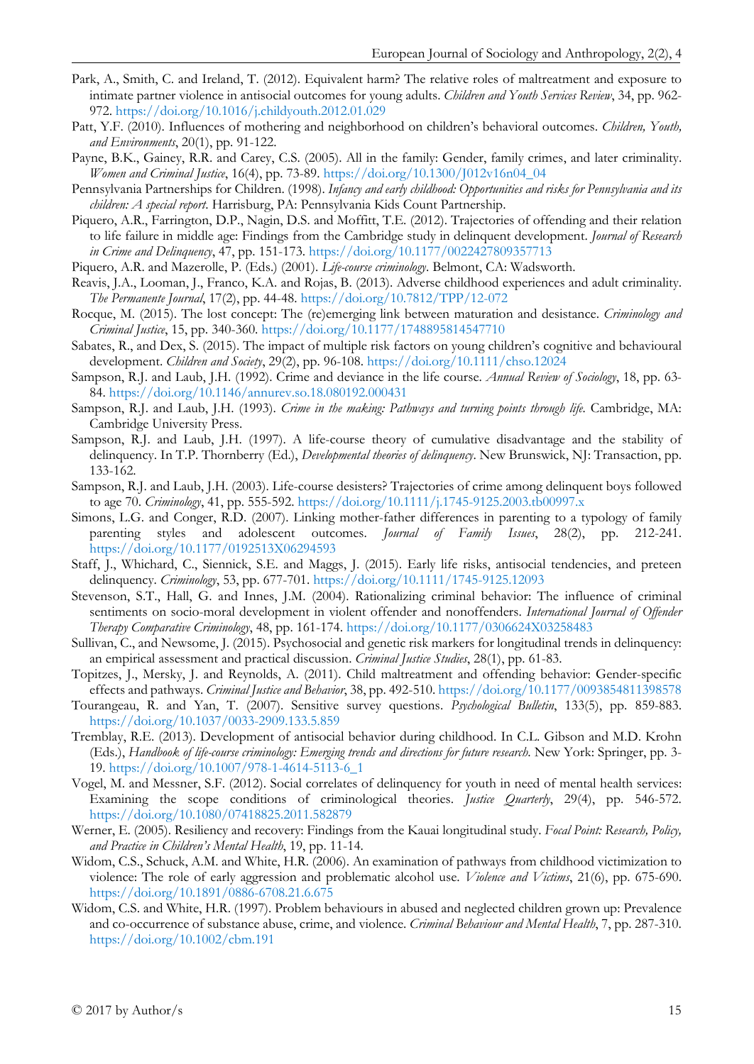Park, A., Smith, C. and Ireland, T. (2012). Equivalent harm? The relative roles of maltreatment and exposure to intimate partner violence in antisocial outcomes for young adults. *Children and Youth Services Review*, 34, pp. 962-972. https://doi.org/10.1016/j.childyouth.2012.01.029

Patt, Y.F. (2010). Influences of mothering and neighborhood on children's behavioral outcomes. *Children, Youth, and Environments*, 20(1), pp. 91-122.

Payne, B.K., Gainey, R.R. and Carey, C.S. (2005). All in the family: Gender, family crimes, and later criminality. *Women and Criminal Justice*, 16(4), pp. 73-89. https://doi.org/10.1300/J012v16n04_04

Pennsylvania Partnerships for Children. (1998). *Infancy and early childhood: Opportunities and risks for Pennsylvania and its children: A special report*. Harrisburg, PA: Pennsylvania Kids Count Partnership.

Piquero, A.R., Farrington, D.P., Nagin, D.S. and Moffitt, T.E. (2012). Trajectories of offending and their relation to life failure in middle age: Findings from the Cambridge study in delinquent development. *Journal of Research in Crime and Delinquency*, 47, pp. 151-173. https://doi.org/10.1177/0022427809357713

Piquero, A.R. and Mazerolle, P. (Eds.) (2001). *Life-course criminology*. Belmont, CA: Wadsworth.

Reavis, J.A., Looman, J., Franco, K.A. and Rojas, B. (2013). Adverse childhood experiences and adult criminality. *The Permanente Journal*, 17(2), pp. 44-48. https://doi.org/10.7812/TPP/12-072

Rocque, M. (2015). The lost concept: The (re)emerging link between maturation and desistance. *Criminology and Criminal Justice*, 15, pp. 340-360. https://doi.org/10.1177/1748895814547710

Sabates, R., and Dex, S. (2015). The impact of multiple risk factors on young children's cognitive and behavioural development. *Children and Society*, 29(2), pp. 96-108. https://doi.org/10.1111/chso.12024

Sampson, R.J. and Laub, J.H. (1992). Crime and deviance in the life course. *Annual Review of Sociology*, 18, pp. 63-84. https://doi.org/10.1146/annurev.so.18.080192.000431

Sampson, R.J. and Laub, J.H. (1993). *Crime in the making: Pathways and turning points through life*. Cambridge, MA: Cambridge University Press.

Sampson, R.J. and Laub, J.H. (1997). A life-course theory of cumulative disadvantage and the stability of delinquency. In T.P. Thornberry (Ed.), *Developmental theories of delinquency*. New Brunswick, NJ: Transaction, pp. 133-162.

Sampson, R.J. and Laub, J.H. (2003). Life-course desisters? Trajectories of crime among delinquent boys followed to age 70. *Criminology*, 41, pp. 555-592. https://doi.org/10.1111/j.1745-9125.2003.tb00997.x

Simons, L.G. and Conger, R.D. (2007). Linking mother-father differences in parenting to a typology of family parenting styles and adolescent outcomes. *Journal of Family Issues*, 28(2), pp. 212-241. https://doi.org/10.1177/0192513X06294593

Staff, J., Whichard, C., Siennick, S.E. and Maggs, J. (2015). Early life risks, antisocial tendencies, and preteen delinquency. *Criminology*, 53, pp. 677-701. https://doi.org/10.1111/1745-9125.12093

Stevenson, S.T., Hall, G. and Innes, J.M. (2004). Rationalizing criminal behavior: The influence of criminal sentiments on socio-moral development in violent offender and nonoffenders. *International Journal of Offender Therapy Comparative Criminology*, 48, pp. 161-174. https://doi.org/10.1177/0306624X03258483

Sullivan, C., and Newsome, J. (2015). Psychosocial and genetic risk markers for longitudinal trends in delinquency: an empirical assessment and practical discussion. *Criminal Justice Studies*, 28(1), pp. 61-83.

Topitzes, J., Mersky, J. and Reynolds, A. (2011). Child maltreatment and offending behavior: Gender-specific effects and pathways. *Criminal Justice and Behavior*, 38, pp. 492-510. https://doi.org/10.1177/0093854811398578

Tourangeau, R. and Yan, T. (2007). Sensitive survey questions. *Psychological Bulletin*, 133(5), pp. 859-883. https://doi.org/10.1037/0033-2909.133.5.859

Tremblay, R.E. (2013). Development of antisocial behavior during childhood. In C.L. Gibson and M.D. Krohn (Eds.), *Handbook of life-course criminology: Emerging trends and directions for future research*. New York: Springer, pp. 3-19. https://doi.org/10.1007/978-1-4614-5113-6_1

Vogel, M. and Messner, S.F. (2012). Social correlates of delinquency for youth in need of mental health services: Examining the scope conditions of criminological theories. *Justice Quarterly*, 29(4), pp. 546-572. https://doi.org/10.1080/07418825.2011.582879

Werner, E. (2005). Resiliency and recovery: Findings from the Kauai longitudinal study. *Focal Point: Research, Policy, and Practice in Children's Mental Health*, 19, pp. 11-14.

Widom, C.S., Schuck, A.M. and White, H.R. (2006). An examination of pathways from childhood victimization to violence: The role of early aggression and problematic alcohol use. *Violence and Victims*, 21(6), pp. 675-690. https://doi.org/10.1891/0886-6708.21.6.675

Widom, C.S. and White, H.R. (1997). Problem behaviours in abused and neglected children grown up: Prevalence and co-occurrence of substance abuse, crime, and violence. *Criminal Behaviour and Mental Health*, 7, pp. 287-310. https://doi.org/10.1002/cbm.191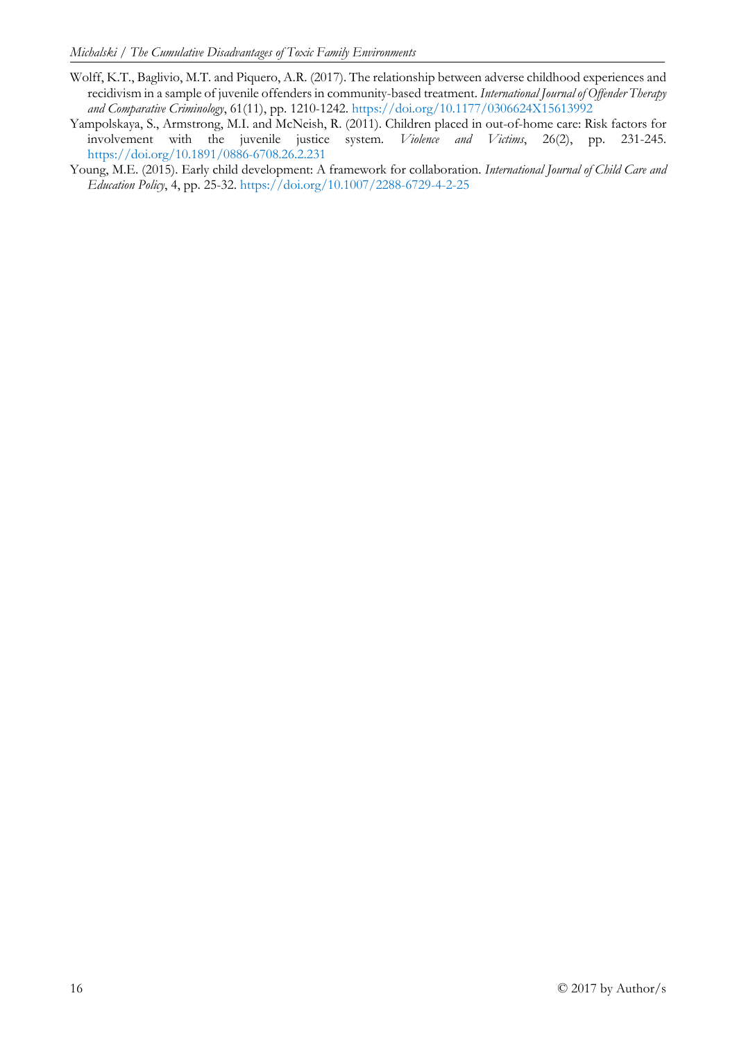Wolff, K.T., Baglivio, M.T. and Piquero, A.R. (2017). The relationship between adverse childhood experiences and recidivism in a sample of juvenile offenders in community-based treatment. *International Journal of Offender Therapy and Comparative Criminology*, 61(11), pp. 1210-1242. https://doi.org/10.1177/0306624X15613992

Yampolskaya, S., Armstrong, M.I. and McNeish, R. (2011). Children placed in out-of-home care: Risk factors for involvement with the juvenile justice system. *Violence and Victims*, 26(2), pp. 231-245. https://doi.org/10.1891/0886-6708.26.2.231

Young, M.E. (2015). Early child development: A framework for collaboration. *International Journal of Child Care and Education Policy*, 4, pp. 25-32. https://doi.org/10.1007/2288-6729-4-2-25